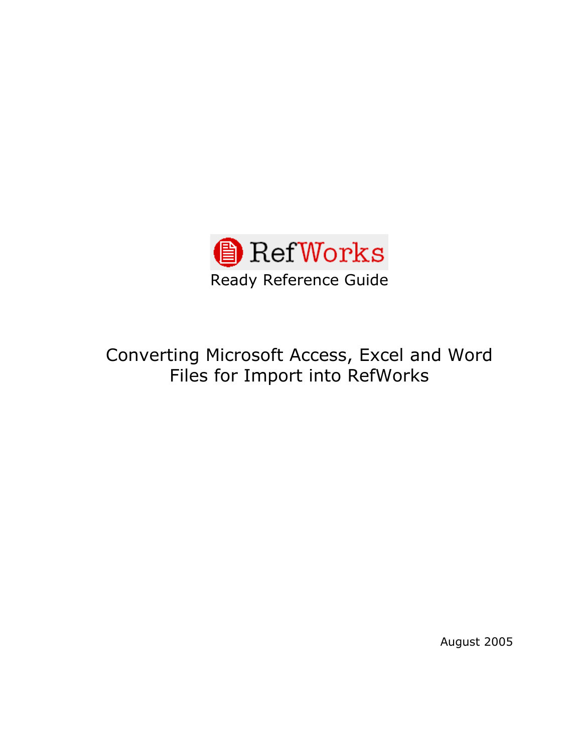RefWorks

Ready Reference Guide

# Converting Microsoft Access, Excel and Word Files for Import into RefWorks

August 2005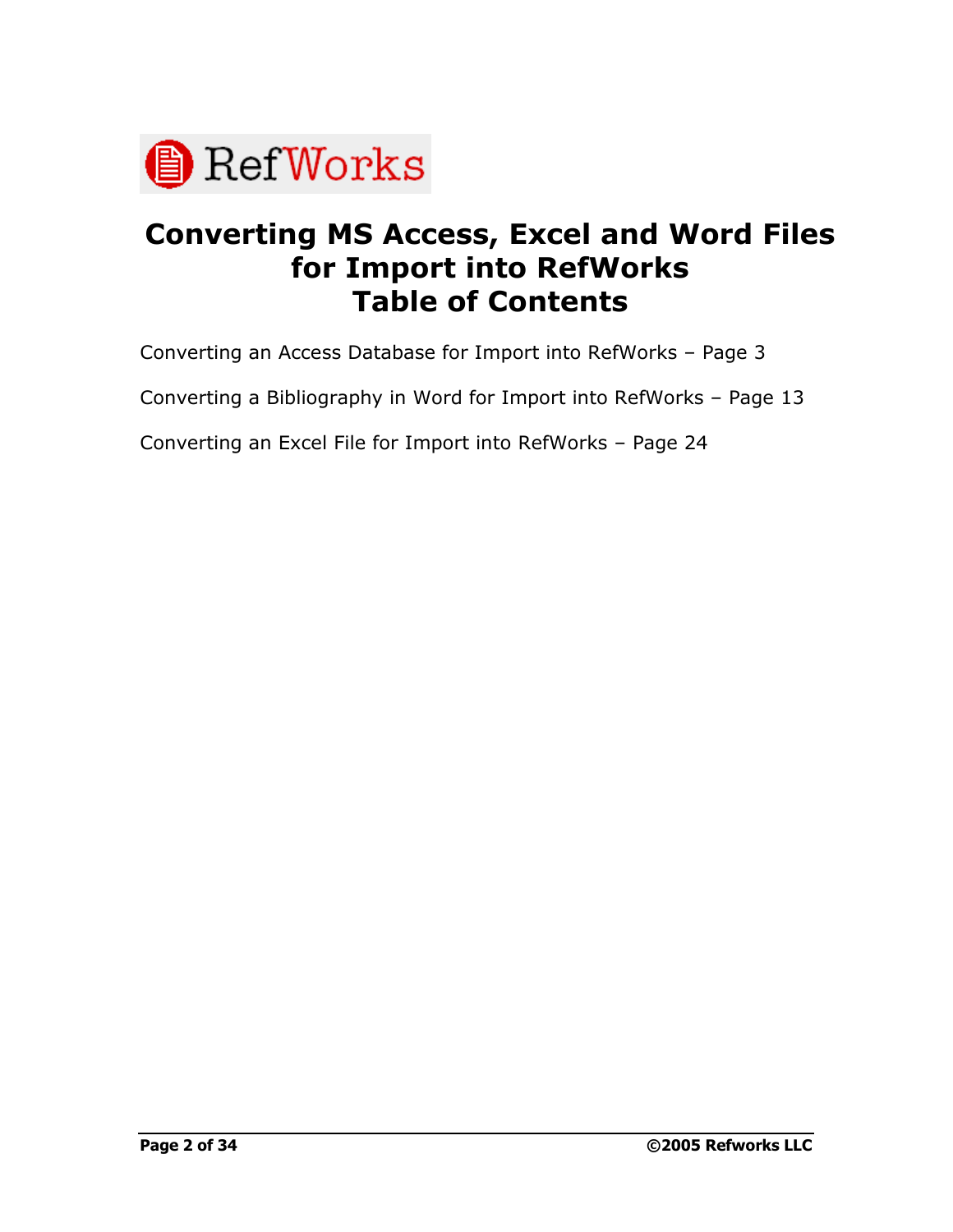# Converting MS Access, Excel and Word Files for Import into RefWorks Table of Contents

Converting an Access Database for Import into RefWorks – Page 3

Converting a Bibliography in Word for Import into RefWorks – Page 13

Converting an Excel File for Import into RefWorks – Page 24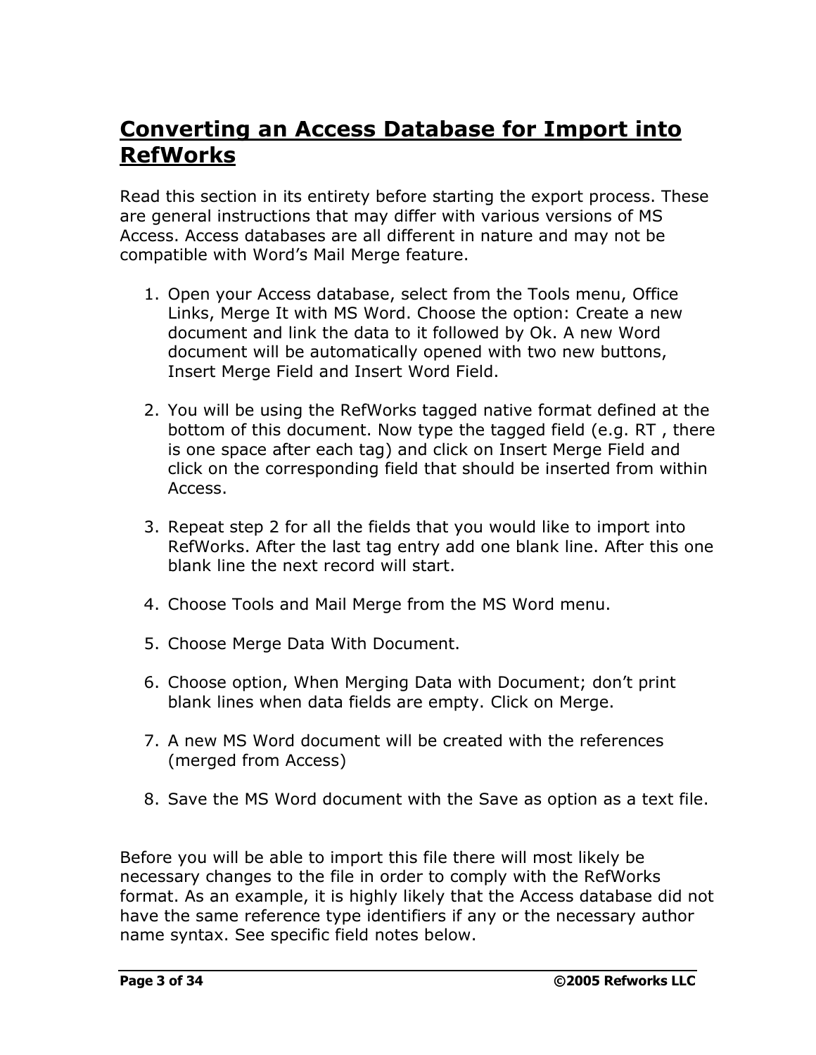# Converting an Access Database for Import into RefWorks

Read this section in its entirety before starting the export process. These are general instructions that may differ with various versions of MS Access. Access databases are all different in nature and may not be compatible with Word's Mail Merge feature.

1. Open your Access database, select from the Tools menu, Office Links, Merge It with MS Word. Choose the option: Create a new document and link the data to it followed by Ok. A new Word document will be automatically opened with two new buttons, Insert Merge Field and Insert Word Field.

2. You will be using the RefWorks tagged native format defined at the bottom of this document. Now type the tagged field (e.g. RT , there is one space after each tag) and click on Insert Merge Field and click on the corresponding field that should be inserted from within Access.

3. Repeat step 2 for all the fields that you would like to import into RefWorks. After the last tag entry add one blank line. After this one blank line the next record will start.

4. Choose Tools and Mail Merge from the MS Word menu.

5. Choose Merge Data With Document.

6. Choose option, When Merging Data with Document; don't print blank lines when data fields are empty. Click on Merge.

7. A new MS Word document will be created with the references (merged from Access)

8. Save the MS Word document with the Save as option as a text file.

Before you will be able to import this file there will most likely be necessary changes to the file in order to comply with the RefWorks format. As an example, it is highly likely that the Access database did not have the same reference type identifiers if any or the necessary author name syntax. See specific field notes below.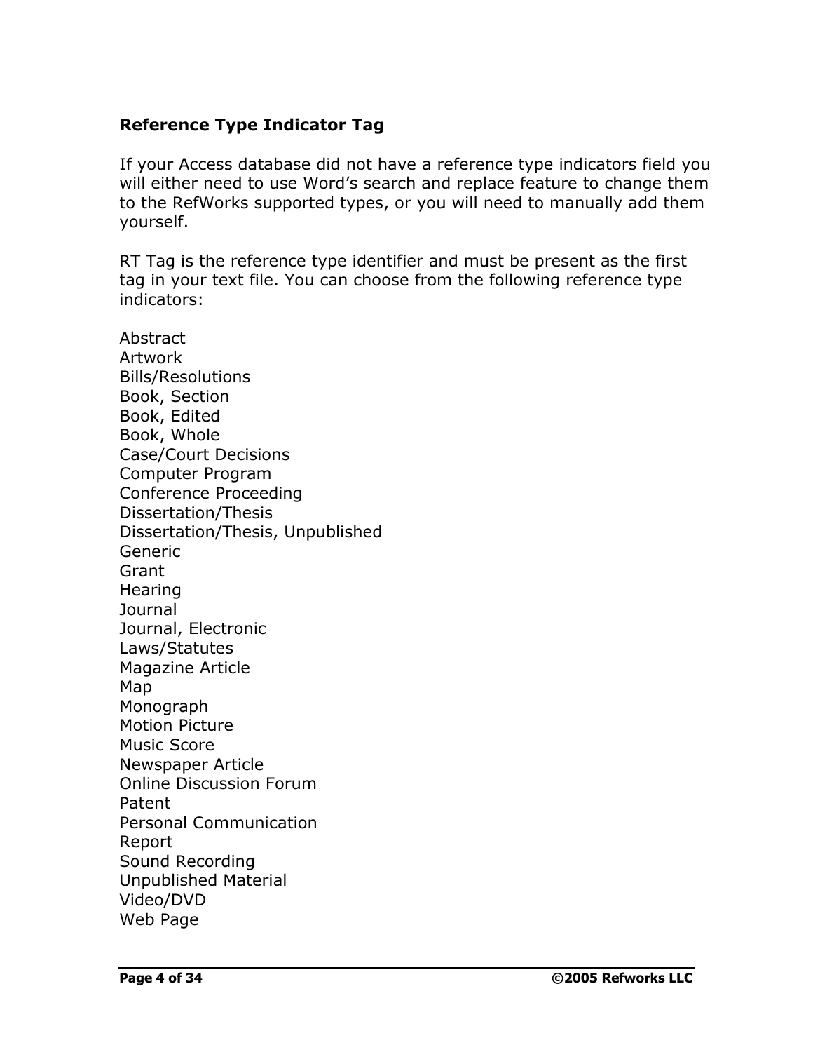**Reference Type Indicator Tag**

If your Access database did not have a reference type indicators field you will either need to use Word's search and replace feature to change them to the RefWorks supported types, or you will need to manually add them yourself.

RT Tag is the reference type identifier and must be present as the first tag in your text file. You can choose from the following reference type indicators:

Abstract
Artwork
Bills/Resolutions
Book, Section
Book, Edited
Book, Whole
Case/Court Decisions
Computer Program
Conference Proceeding
Dissertation/Thesis
Dissertation/Thesis, Unpublished
Generic
Grant
Hearing
Journal
Journal, Electronic
Laws/Statutes
Magazine Article
Map
Monograph
Motion Picture
Music Score
Newspaper Article
Online Discussion Forum
Patent
Personal Communication
Report
Sound Recording
Unpublished Material
Video/DVD
Web Page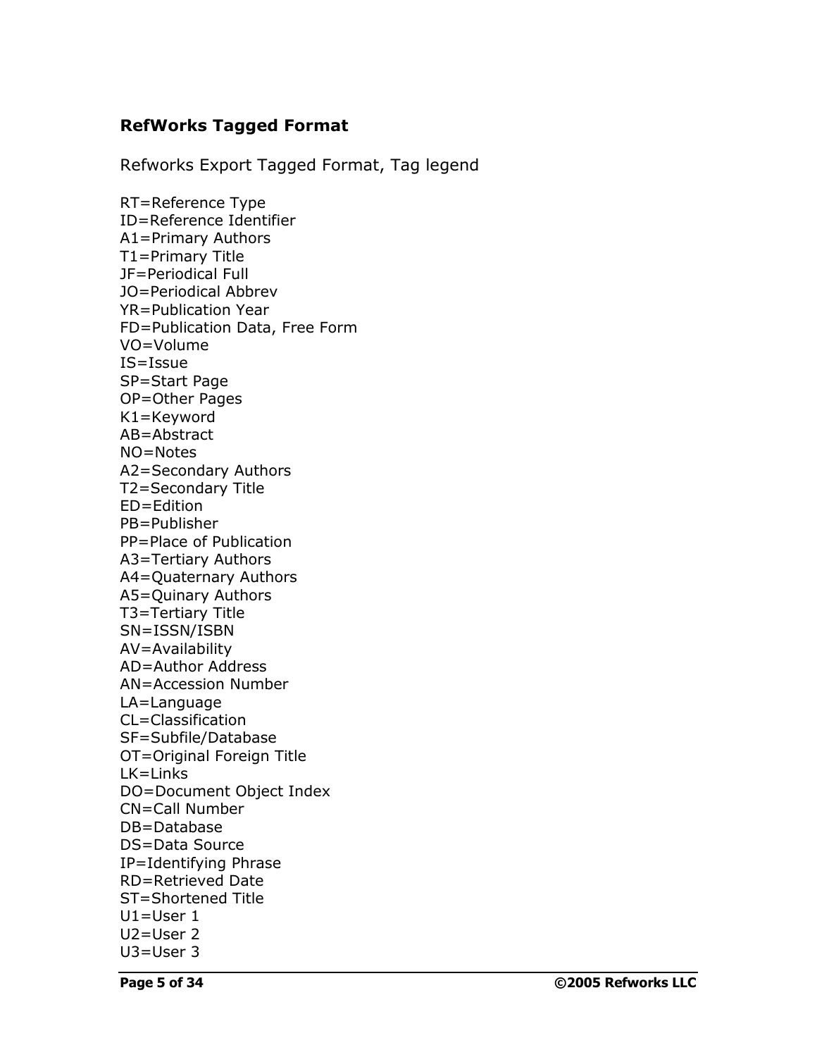## RefWorks Tagged Format

Refworks Export Tagged Format, Tag legend

RT=Reference Type
ID=Reference Identifier
A1=Primary Authors
T1=Primary Title
JF=Periodical Full
JO=Periodical Abbrev
YR=Publication Year
FD=Publication Data, Free Form
VO=Volume
IS=Issue
SP=Start Page
OP=Other Pages
K1=Keyword
AB=Abstract
NO=Notes
A2=Secondary Authors
T2=Secondary Title
ED=Edition
PB=Publisher
PP=Place of Publication
A3=Tertiary Authors
A4=Quaternary Authors
A5=Quinary Authors
T3=Tertiary Title
SN=ISSN/ISBN
AV=Availability
AD=Author Address
AN=Accession Number
LA=Language
CL=Classification
SF=Subfile/Database
OT=Original Foreign Title
LK=Links
DO=Document Object Index
CN=Call Number
DB=Database
DS=Data Source
IP=Identifying Phrase
RD=Retrieved Date
ST=Shortened Title
U1=User 1
U2=User 2
U3=User 3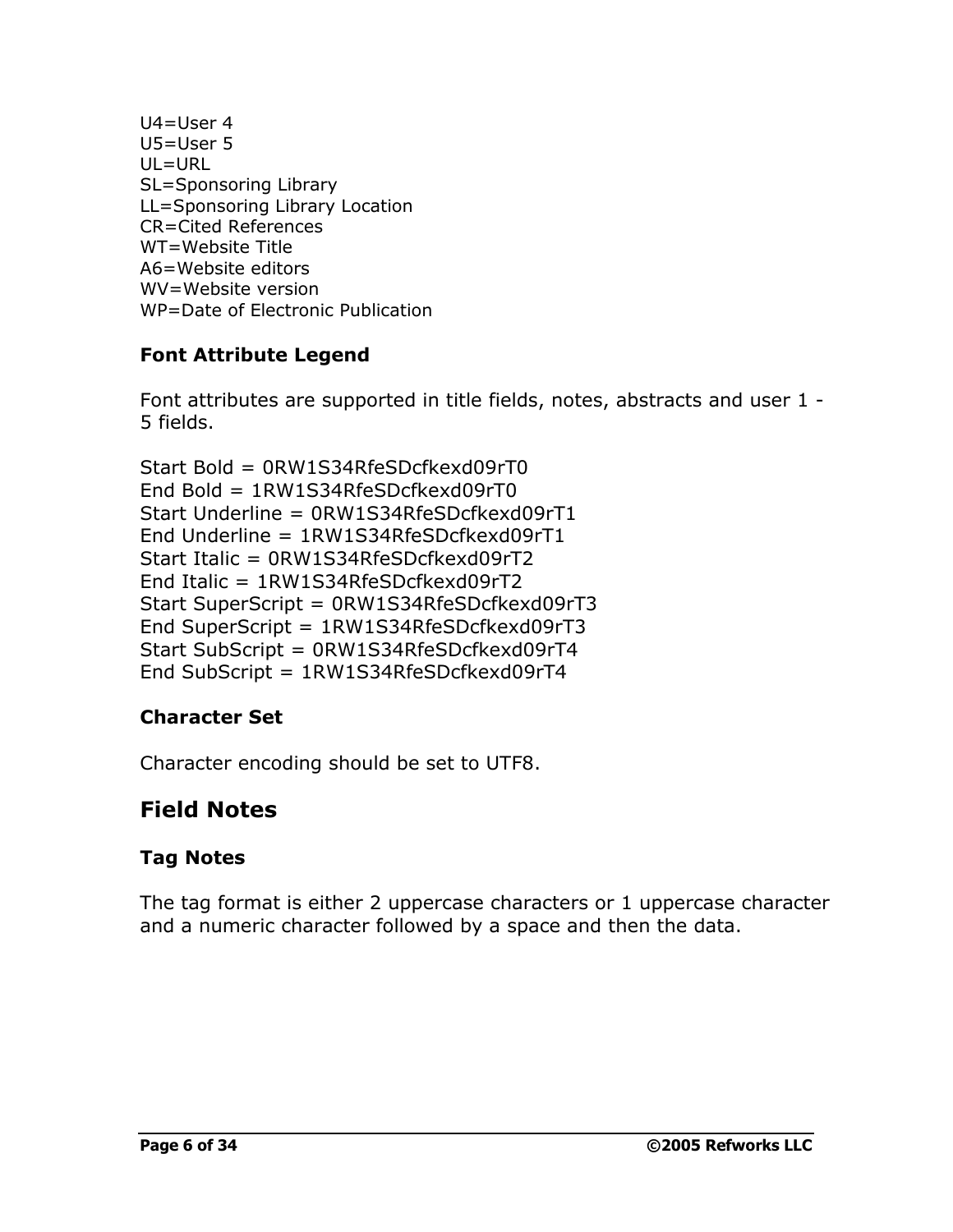U4=User 4
U5=User 5
UL=URL
SL=Sponsoring Library
LL=Sponsoring Library Location
CR=Cited References
WT=Website Title
A6=Website editors
WV=Website version
WP=Date of Electronic Publication

### Font Attribute Legend

Font attributes are supported in title fields, notes, abstracts and user 1 - 5 fields.

Start Bold = 0RW1S34RfeSDcfkexd09rT0
End Bold = 1RW1S34RfeSDcfkexd09rT0
Start Underline = 0RW1S34RfeSDcfkexd09rT1
End Underline = 1RW1S34RfeSDcfkexd09rT1
Start Italic = 0RW1S34RfeSDcfkexd09rT2
End Italic = 1RW1S34RfeSDcfkexd09rT2
Start SuperScript = 0RW1S34RfeSDcfkexd09rT3
End SuperScript = 1RW1S34RfeSDcfkexd09rT3
Start SubScript = 0RW1S34RfeSDcfkexd09rT4
End SubScript = 1RW1S34RfeSDcfkexd09rT4

### Character Set

Character encoding should be set to UTF8.

## Field Notes

### Tag Notes

The tag format is either 2 uppercase characters or 1 uppercase character and a numeric character followed by a space and then the data.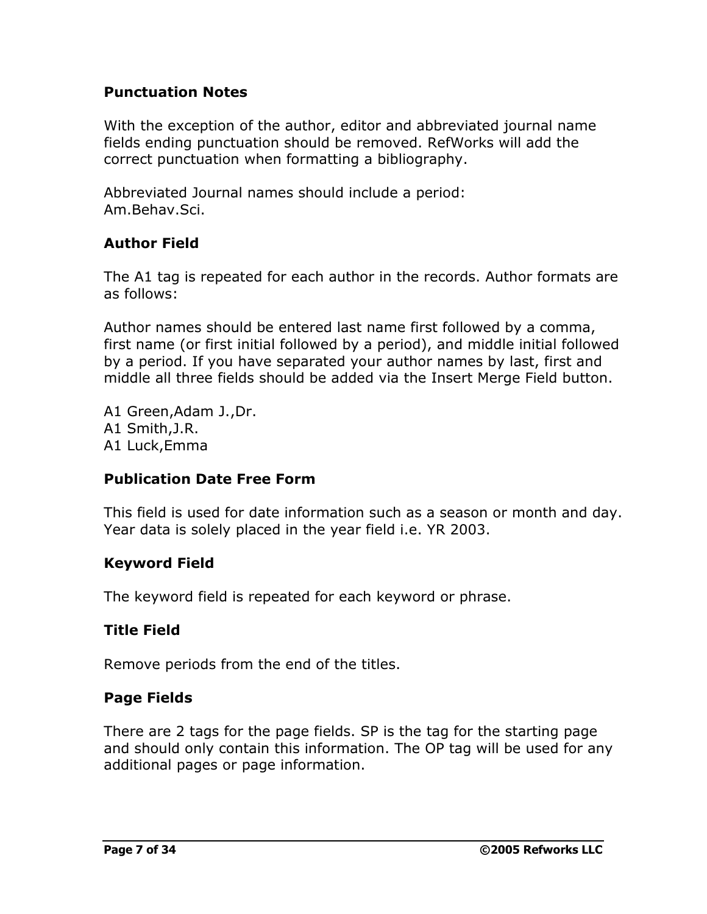### Punctuation Notes

With the exception of the author, editor and abbreviated journal name fields ending punctuation should be removed. RefWorks will add the correct punctuation when formatting a bibliography.

Abbreviated Journal names should include a period:
Am.Behav.Sci.

### Author Field

The A1 tag is repeated for each author in the records. Author formats are as follows:

Author names should be entered last name first followed by a comma, first name (or first initial followed by a period), and middle initial followed by a period. If you have separated your author names by last, first and middle all three fields should be added via the Insert Merge Field button.

A1 Green,Adam J.,Dr.
A1 Smith,J.R.
A1 Luck,Emma

### Publication Date Free Form

This field is used for date information such as a season or month and day. Year data is solely placed in the year field i.e. YR 2003.

### Keyword Field

The keyword field is repeated for each keyword or phrase.

### Title Field

Remove periods from the end of the titles.

### Page Fields

There are 2 tags for the page fields. SP is the tag for the starting page and should only contain this information. The OP tag will be used for any additional pages or page information.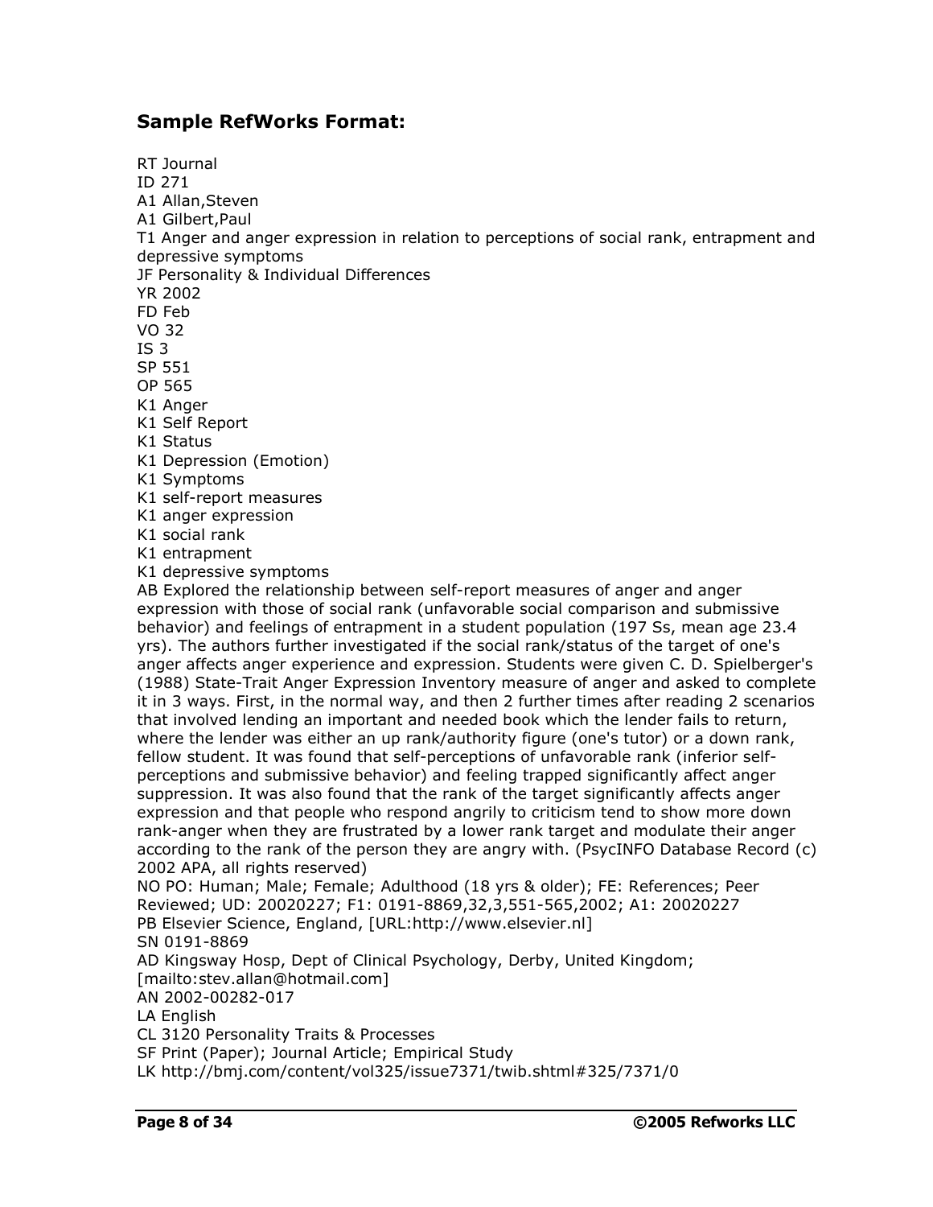## Sample RefWorks Format:

RT Journal
ID 271
A1 Allan,Steven
A1 Gilbert,Paul
T1 Anger and anger expression in relation to perceptions of social rank, entrapment and depressive symptoms
JF Personality & Individual Differences
YR 2002
FD Feb
VO 32
IS 3
SP 551
OP 565
K1 Anger
K1 Self Report
K1 Status
K1 Depression (Emotion)
K1 Symptoms
K1 self-report measures
K1 anger expression
K1 social rank
K1 entrapment
K1 depressive symptoms
AB Explored the relationship between self-report measures of anger and anger expression with those of social rank (unfavorable social comparison and submissive behavior) and feelings of entrapment in a student population (197 Ss, mean age 23.4 yrs). The authors further investigated if the social rank/status of the target of one's anger affects anger experience and expression. Students were given C. D. Spielberger's (1988) State-Trait Anger Expression Inventory measure of anger and asked to complete it in 3 ways. First, in the normal way, and then 2 further times after reading 2 scenarios that involved lending an important and needed book which the lender fails to return, where the lender was either an up rank/authority figure (one's tutor) or a down rank, fellow student. It was found that self-perceptions of unfavorable rank (inferior self-perceptions and submissive behavior) and feeling trapped significantly affect anger suppression. It was also found that the rank of the target significantly affects anger expression and that people who respond angrily to criticism tend to show more down rank-anger when they are frustrated by a lower rank target and modulate their anger according to the rank of the person they are angry with. (PsycINFO Database Record (c) 2002 APA, all rights reserved)
NO PO: Human; Male; Female; Adulthood (18 yrs & older); FE: References; Peer Reviewed; UD: 20020227; F1: 0191-8869,32,3,551-565,2002; A1: 20020227
PB Elsevier Science, England, [URL:http://www.elsevier.nl]
SN 0191-8869
AD Kingsway Hosp, Dept of Clinical Psychology, Derby, United Kingdom; [mailto:stev.allan@hotmail.com]
AN 2002-00282-017
LA English
CL 3120 Personality Traits & Processes
SF Print (Paper); Journal Article; Empirical Study
LK http://bmj.com/content/vol325/issue7371/twib.shtml#325/7371/0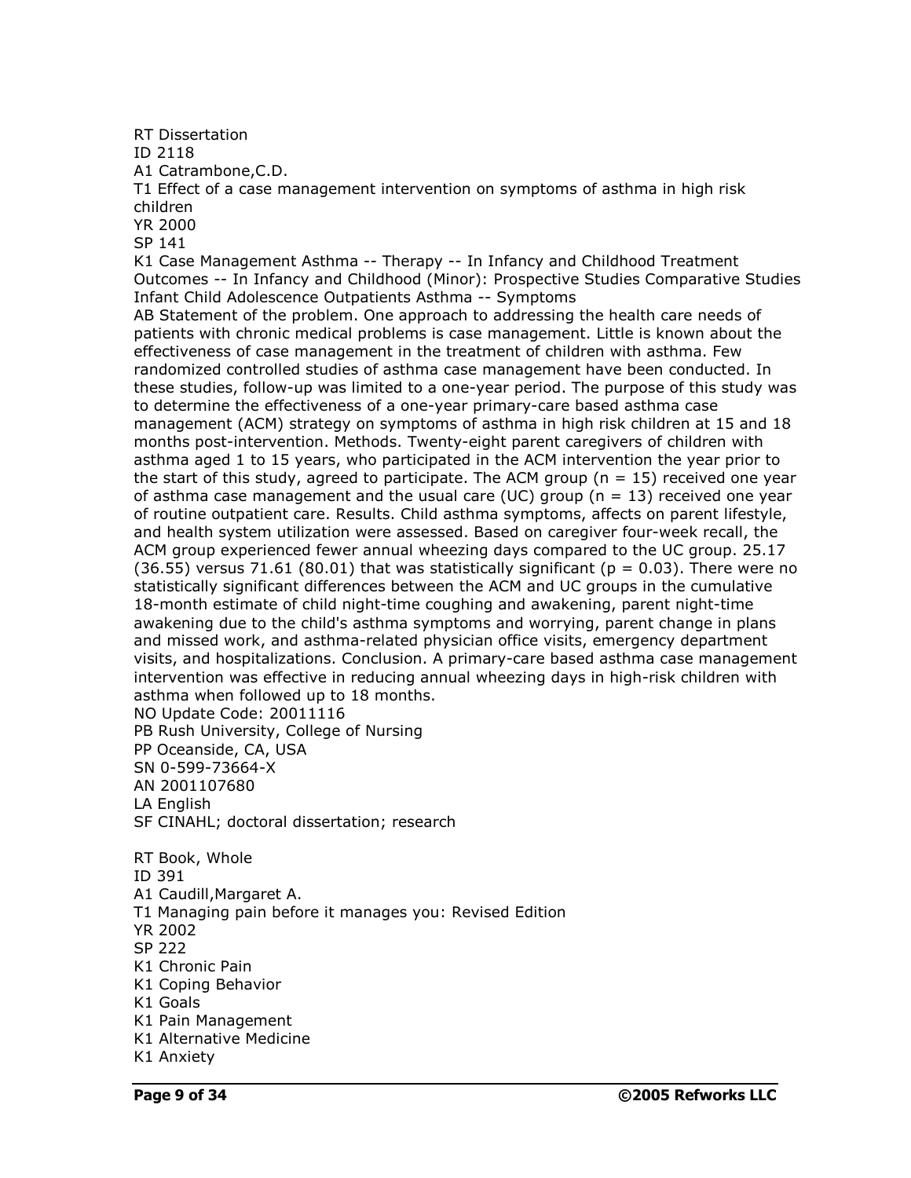RT Dissertation
ID 2118
A1 Catrambone,C.D.
T1 Effect of a case management intervention on symptoms of asthma in high risk children
YR 2000
SP 141
K1 Case Management Asthma -- Therapy -- In Infancy and Childhood Treatment Outcomes -- In Infancy and Childhood (Minor): Prospective Studies Comparative Studies Infant Child Adolescence Outpatients Asthma -- Symptoms
AB Statement of the problem. One approach to addressing the health care needs of patients with chronic medical problems is case management. Little is known about the effectiveness of case management in the treatment of children with asthma. Few randomized controlled studies of asthma case management have been conducted. In these studies, follow-up was limited to a one-year period. The purpose of this study was to determine the effectiveness of a one-year primary-care based asthma case management (ACM) strategy on symptoms of asthma in high risk children at 15 and 18 months post-intervention. Methods. Twenty-eight parent caregivers of children with asthma aged 1 to 15 years, who participated in the ACM intervention the year prior to the start of this study, agreed to participate. The ACM group ($n = 15$) received one year of asthma case management and the usual care (UC) group ($n = 13$) received one year of routine outpatient care. Results. Child asthma symptoms, affects on parent lifestyle, and health system utilization were assessed. Based on caregiver four-week recall, the ACM group experienced fewer annual wheezing days compared to the UC group. 25.17 (36.55) versus 71.61 (80.01) that was statistically significant ($p = 0.03$). There were no statistically significant differences between the ACM and UC groups in the cumulative 18-month estimate of child night-time coughing and awakening, parent night-time awakening due to the child's asthma symptoms and worrying, parent change in plans and missed work, and asthma-related physician office visits, emergency department visits, and hospitalizations. Conclusion. A primary-care based asthma case management intervention was effective in reducing annual wheezing days in high-risk children with asthma when followed up to 18 months.
NO Update Code: 20011116
PB Rush University, College of Nursing
PP Oceanside, CA, USA
SN 0-599-73664-X
AN 2001107680
LA English
SF CINAHL; doctoral dissertation; research

RT Book, Whole
ID 391
A1 Caudill,Margaret A.
T1 Managing pain before it manages you: Revised Edition
YR 2002
SP 222
K1 Chronic Pain
K1 Coping Behavior
K1 Goals
K1 Pain Management
K1 Alternative Medicine
K1 Anxiety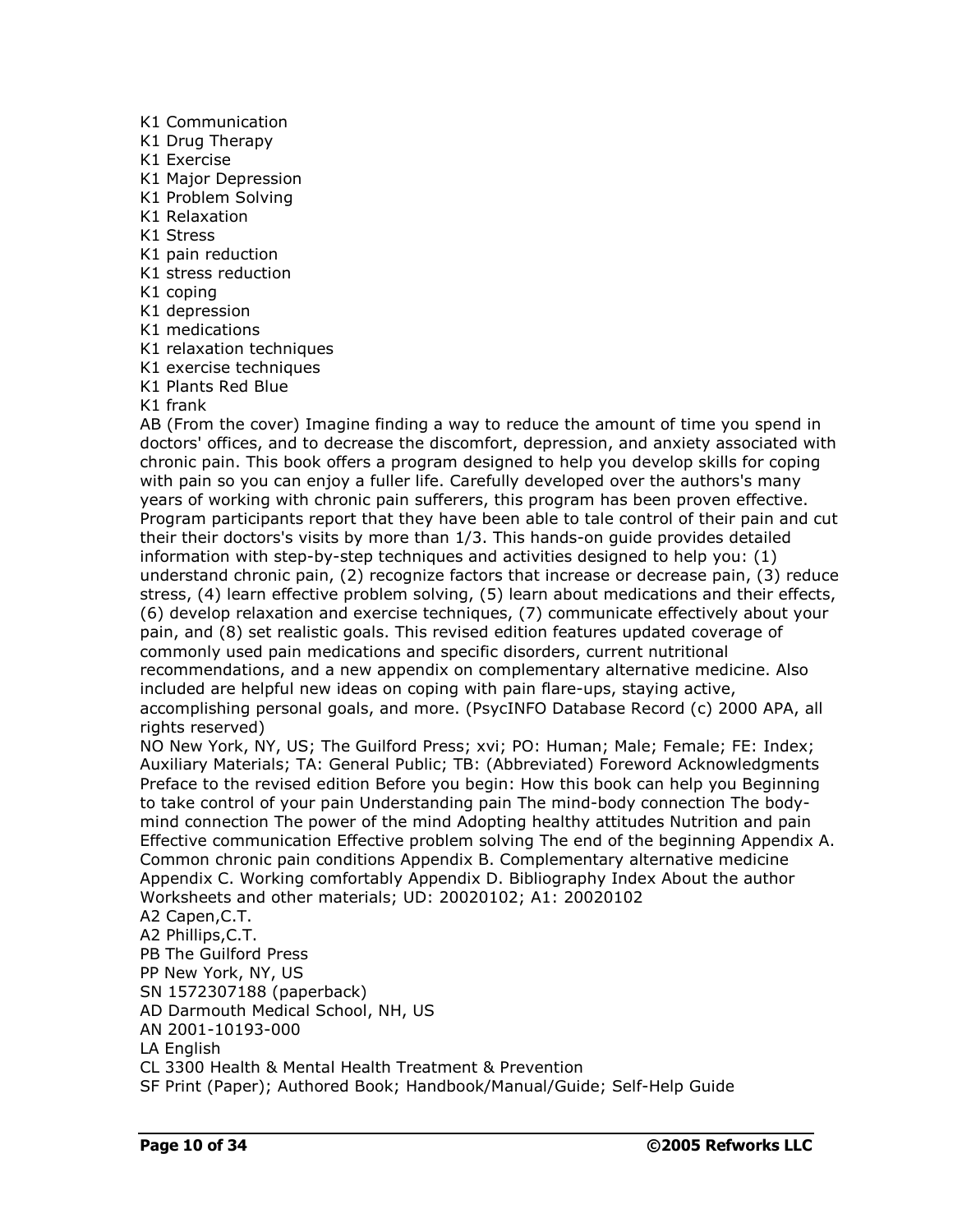K1 Communication
K1 Drug Therapy
K1 Exercise
K1 Major Depression
K1 Problem Solving
K1 Relaxation
K1 Stress
K1 pain reduction
K1 stress reduction
K1 coping
K1 depression
K1 medications
K1 relaxation techniques
K1 exercise techniques
K1 Plants Red Blue
K1 frank
AB (From the cover) Imagine finding a way to reduce the amount of time you spend in doctors' offices, and to decrease the discomfort, depression, and anxiety associated with chronic pain. This book offers a program designed to help you develop skills for coping with pain so you can enjoy a fuller life. Carefully developed over the authors's many years of working with chronic pain sufferers, this program has been proven effective. Program participants report that they have been able to tale control of their pain and cut their their doctors's visits by more than 1/3. This hands-on guide provides detailed information with step-by-step techniques and activities designed to help you: (1) understand chronic pain, (2) recognize factors that increase or decrease pain, (3) reduce stress, (4) learn effective problem solving, (5) learn about medications and their effects, (6) develop relaxation and exercise techniques, (7) communicate effectively about your pain, and (8) set realistic goals. This revised edition features updated coverage of commonly used pain medications and specific disorders, current nutritional recommendations, and a new appendix on complementary alternative medicine. Also included are helpful new ideas on coping with pain flare-ups, staying active, accomplishing personal goals, and more. (PsycINFO Database Record (c) 2000 APA, all rights reserved)
NO New York, NY, US; The Guilford Press; xvi; PO: Human; Male; Female; FE: Index; Auxiliary Materials; TA: General Public; TB: (Abbreviated) Foreword Acknowledgments Preface to the revised edition Before you begin: How this book can help you Beginning to take control of your pain Understanding pain The mind-body connection The body-mind connection The power of the mind Adopting healthy attitudes Nutrition and pain Effective communication Effective problem solving The end of the beginning Appendix A. Common chronic pain conditions Appendix B. Complementary alternative medicine Appendix C. Working comfortably Appendix D. Bibliography Index About the author Worksheets and other materials; UD: 20020102; A1: 20020102
A2 Capen,C.T.
A2 Phillips,C.T.
PB The Guilford Press
PP New York, NY, US
SN 1572307188 (paperback)
AD Darmouth Medical School, NH, US
AN 2001-10193-000
LA English
CL 3300 Health & Mental Health Treatment & Prevention
SF Print (Paper); Authored Book; Handbook/Manual/Guide; Self-Help Guide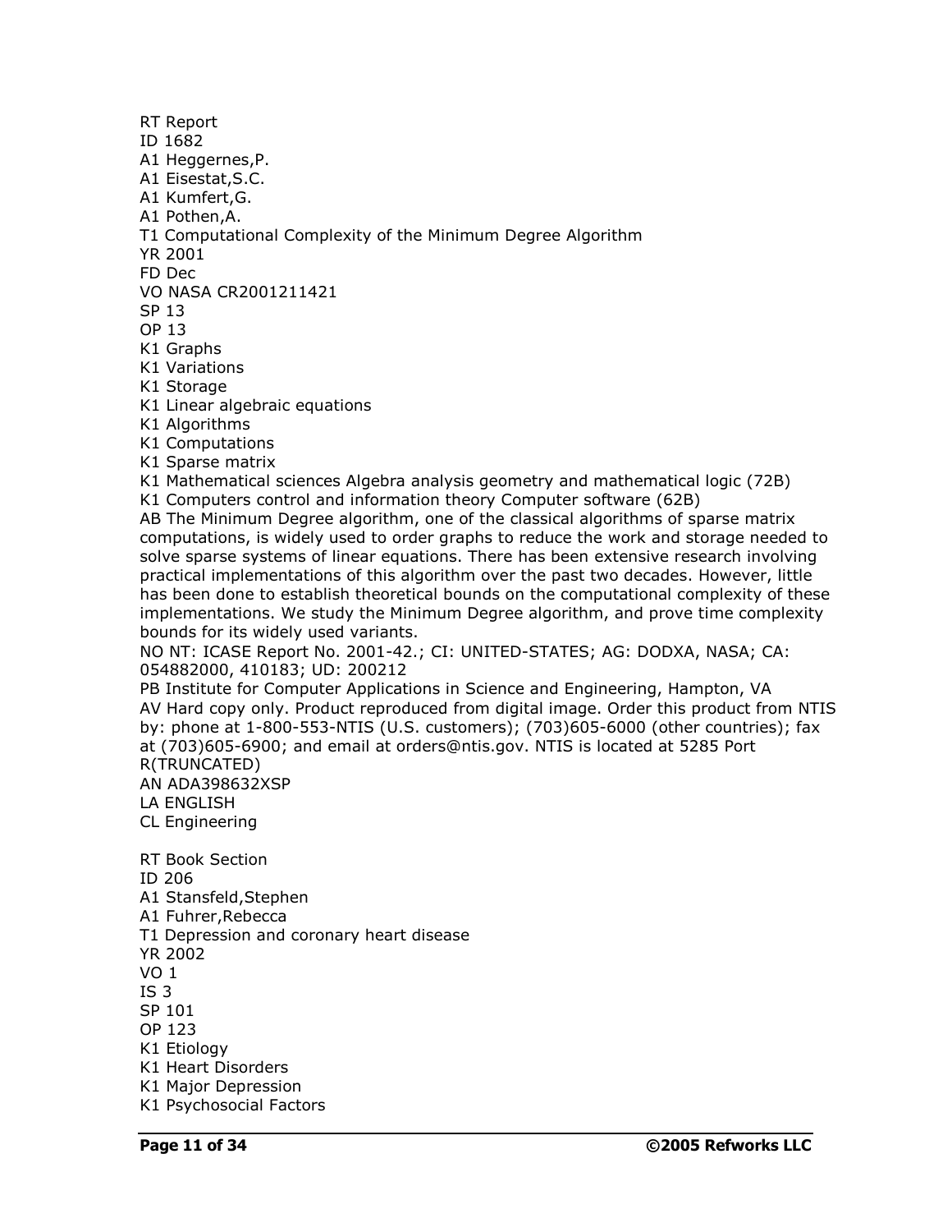RT Report
ID 1682
A1 Heggernes,P.
A1 Eisestat,S.C.
A1 Kumfert,G.
A1 Pothen,A.
T1 Computational Complexity of the Minimum Degree Algorithm
YR 2001
FD Dec
VO NASA CR2001211421
SP 13
OP 13
K1 Graphs
K1 Variations
K1 Storage
K1 Linear algebraic equations
K1 Algorithms
K1 Computations
K1 Sparse matrix
K1 Mathematical sciences Algebra analysis geometry and mathematical logic (72B)
K1 Computers control and information theory Computer software (62B)
AB The Minimum Degree algorithm, one of the classical algorithms of sparse matrix computations, is widely used to order graphs to reduce the work and storage needed to solve sparse systems of linear equations. There has been extensive research involving practical implementations of this algorithm over the past two decades. However, little has been done to establish theoretical bounds on the computational complexity of these implementations. We study the Minimum Degree algorithm, and prove time complexity bounds for its widely used variants.
NO NT: ICASE Report No. 2001-42.; CI: UNITED-STATES; AG: DODXA, NASA; CA: 054882000, 410183; UD: 200212
PB Institute for Computer Applications in Science and Engineering, Hampton, VA
AV Hard copy only. Product reproduced from digital image. Order this product from NTIS by: phone at 1-800-553-NTIS (U.S. customers); (703)605-6000 (other countries); fax at (703)605-6900; and email at orders@ntis.gov. NTIS is located at 5285 Port R(TRUNCATED)
AN ADA398632XSP
LA ENGLISH
CL Engineering

RT Book Section
ID 206
A1 Stansfeld,Stephen
A1 Fuhrer,Rebecca
T1 Depression and coronary heart disease
YR 2002
VO 1
IS 3
SP 101
OP 123
K1 Etiology
K1 Heart Disorders
K1 Major Depression
K1 Psychosocial Factors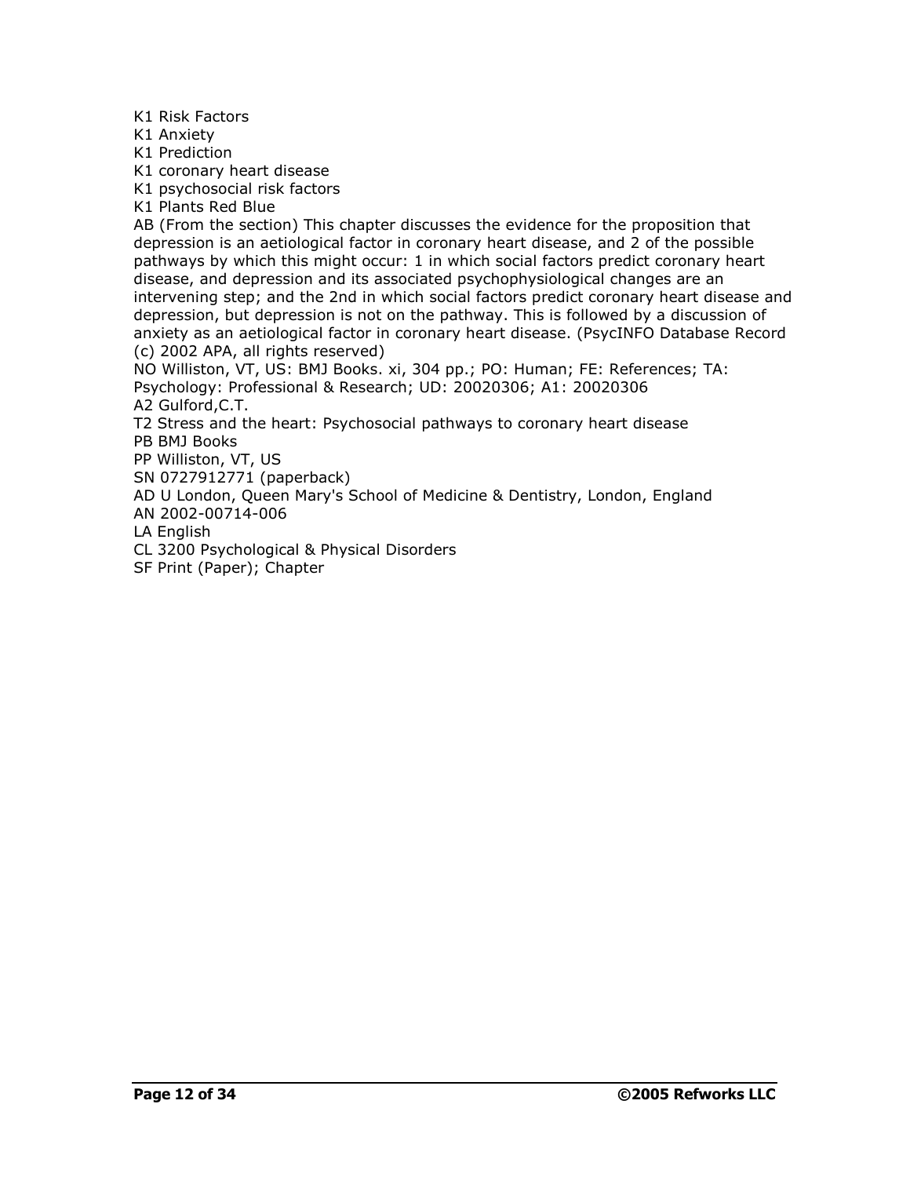K1 Risk Factors
K1 Anxiety
K1 Prediction
K1 coronary heart disease
K1 psychosocial risk factors
K1 Plants Red Blue
AB (From the section) This chapter discusses the evidence for the proposition that depression is an aetiological factor in coronary heart disease, and 2 of the possible pathways by which this might occur: 1 in which social factors predict coronary heart disease, and depression and its associated psychophysiological changes are an intervening step; and the 2nd in which social factors predict coronary heart disease and depression, but depression is not on the pathway. This is followed by a discussion of anxiety as an aetiological factor in coronary heart disease. (PsycINFO Database Record (c) 2002 APA, all rights reserved)
NO Williston, VT, US: BMJ Books. xi, 304 pp.; PO: Human; FE: References; TA: Psychology: Professional & Research; UD: 20020306; A1: 20020306
A2 Gulford,C.T.
T2 Stress and the heart: Psychosocial pathways to coronary heart disease
PB BMJ Books
PP Williston, VT, US
SN 0727912771 (paperback)
AD U London, Queen Mary's School of Medicine & Dentistry, London, England
AN 2002-00714-006
LA English
CL 3200 Psychological & Physical Disorders
SF Print (Paper); Chapter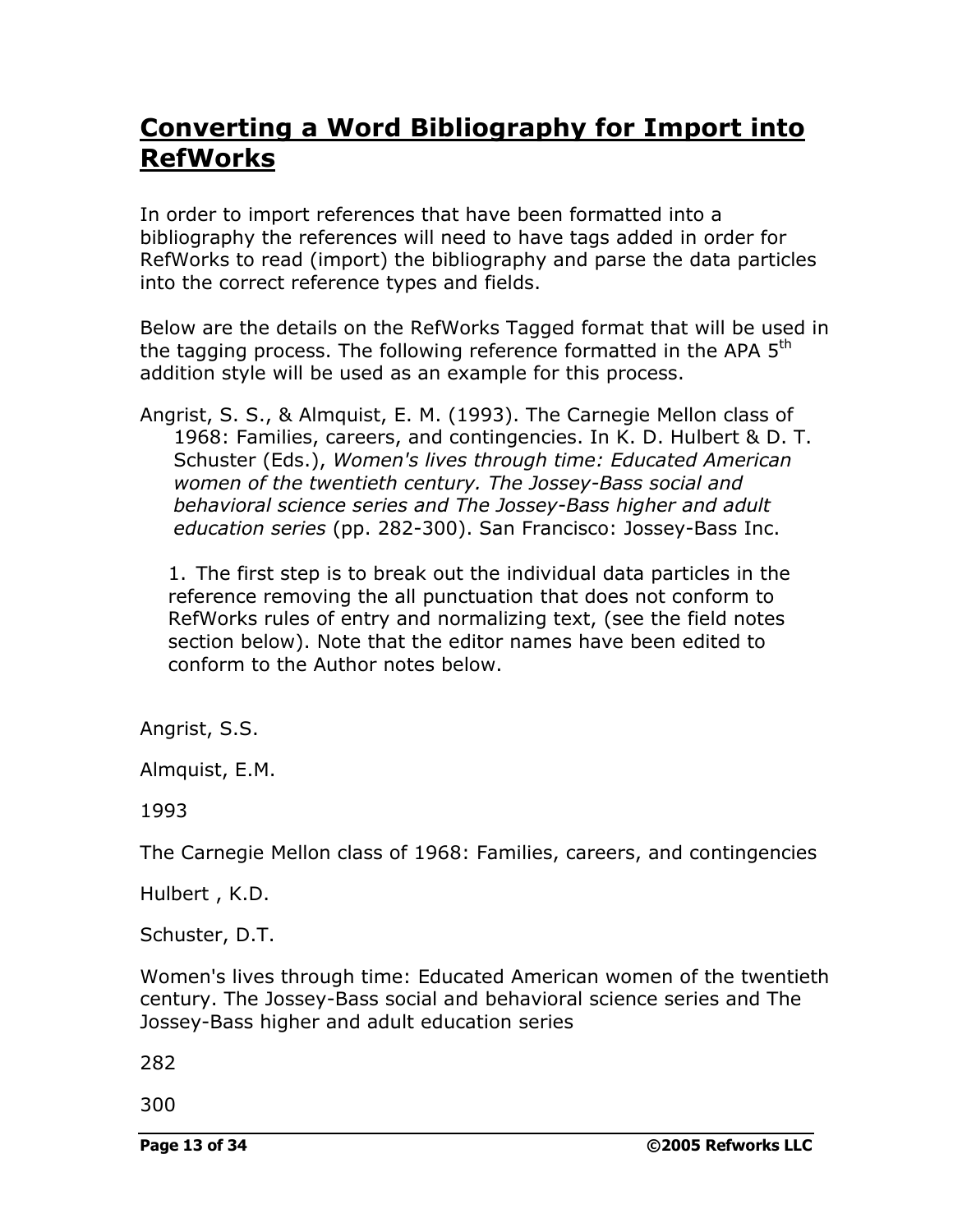# Converting a Word Bibliography for Import into RefWorks

In order to import references that have been formatted into a bibliography the references will need to have tags added in order for RefWorks to read (import) the bibliography and parse the data particles into the correct reference types and fields.

Below are the details on the RefWorks Tagged format that will be used in the tagging process. The following reference formatted in the APA 5th addition style will be used as an example for this process.

Angrist, S. S., & Almquist, E. M. (1993). The Carnegie Mellon class of 1968: Families, careers, and contingencies. In K. D. Hulbert & D. T. Schuster (Eds.), *Women's lives through time: Educated American women of the twentieth century. The Jossey-Bass social and behavioral science series and The Jossey-Bass higher and adult education series* (pp. 282-300). San Francisco: Jossey-Bass Inc.

1. The first step is to break out the individual data particles in the reference removing the all punctuation that does not conform to RefWorks rules of entry and normalizing text, (see the field notes section below). Note that the editor names have been edited to conform to the Author notes below.

Angrist, S.S.

Almquist, E.M.

1993

The Carnegie Mellon class of 1968: Families, careers, and contingencies

Hulbert , K.D.

Schuster, D.T.

Women's lives through time: Educated American women of the twentieth century. The Jossey-Bass social and behavioral science series and The Jossey-Bass higher and adult education series

282

300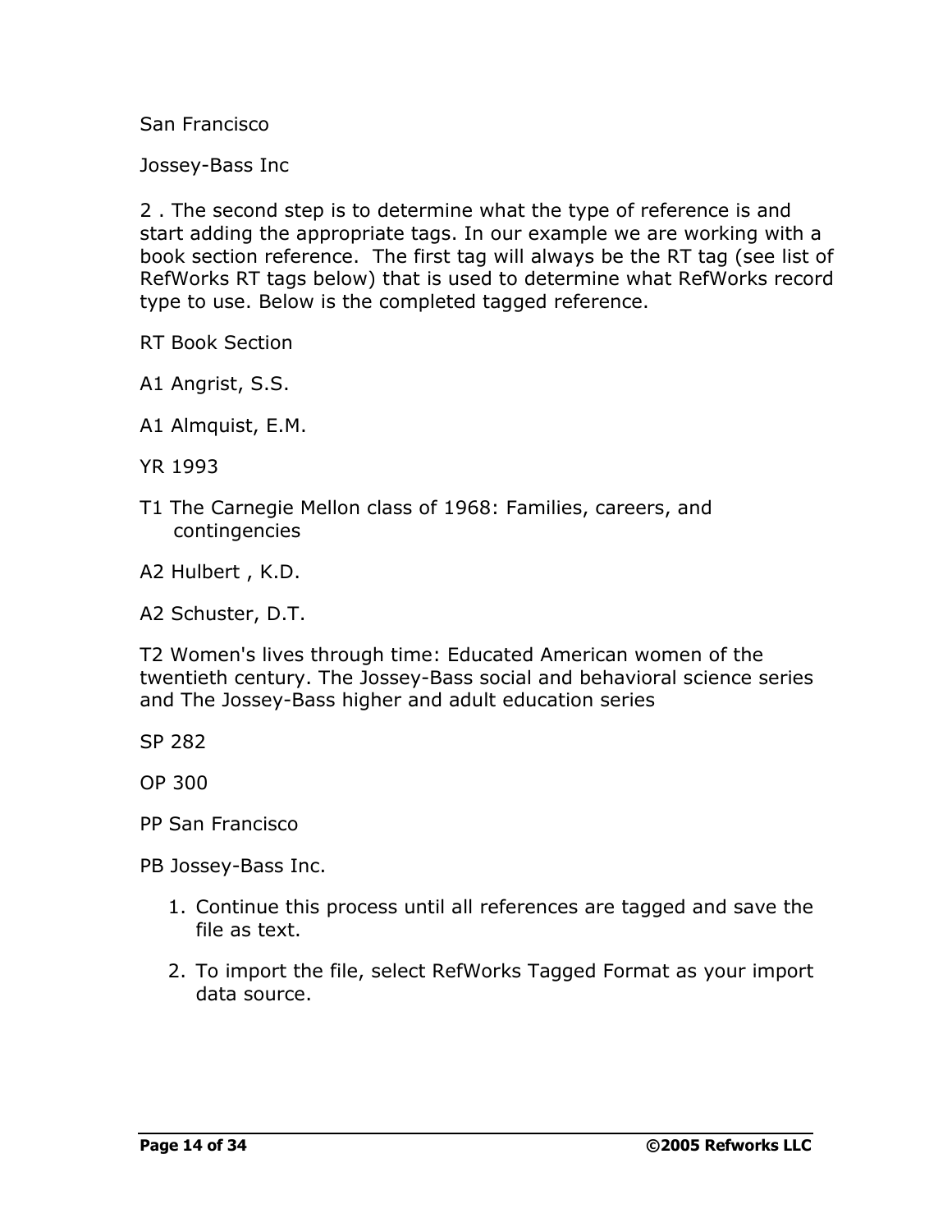San Francisco

Jossey-Bass Inc

2 . The second step is to determine what the type of reference is and start adding the appropriate tags. In our example we are working with a book section reference. The first tag will always be the RT tag (see list of RefWorks RT tags below) that is used to determine what RefWorks record type to use. Below is the completed tagged reference.

RT Book Section

A1 Angrist, S.S.

A1 Almquist, E.M.

YR 1993

T1 The Carnegie Mellon class of 1968: Families, careers, and contingencies

A2 Hulbert , K.D.

A2 Schuster, D.T.

T2 Women's lives through time: Educated American women of the twentieth century. The Jossey-Bass social and behavioral science series and The Jossey-Bass higher and adult education series

SP 282

OP 300

PP San Francisco

PB Jossey-Bass Inc.

1. Continue this process until all references are tagged and save the file as text.
2. To import the file, select RefWorks Tagged Format as your import data source.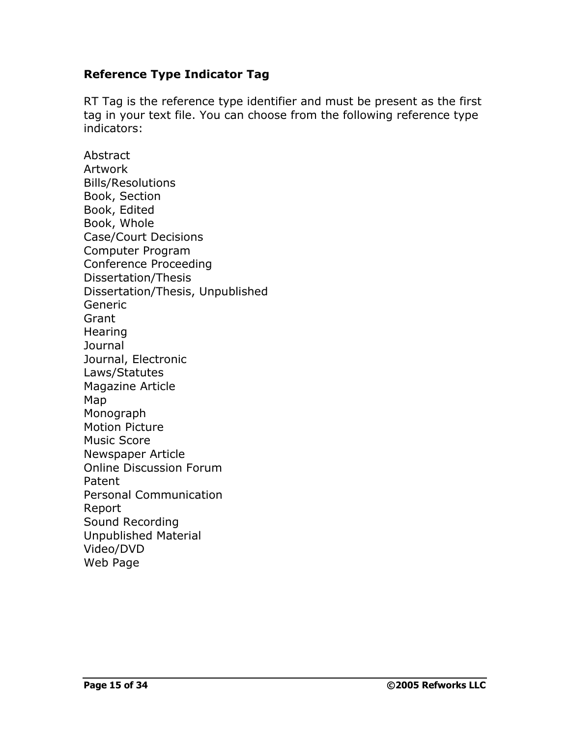### Reference Type Indicator Tag

RT Tag is the reference type identifier and must be present as the first tag in your text file. You can choose from the following reference type indicators:

Abstract
Artwork
Bills/Resolutions
Book, Section
Book, Edited
Book, Whole
Case/Court Decisions
Computer Program
Conference Proceeding
Dissertation/Thesis
Dissertation/Thesis, Unpublished
Generic
Grant
Hearing
Journal
Journal, Electronic
Laws/Statutes
Magazine Article
Map
Monograph
Motion Picture
Music Score
Newspaper Article
Online Discussion Forum
Patent
Personal Communication
Report
Sound Recording
Unpublished Material
Video/DVD
Web Page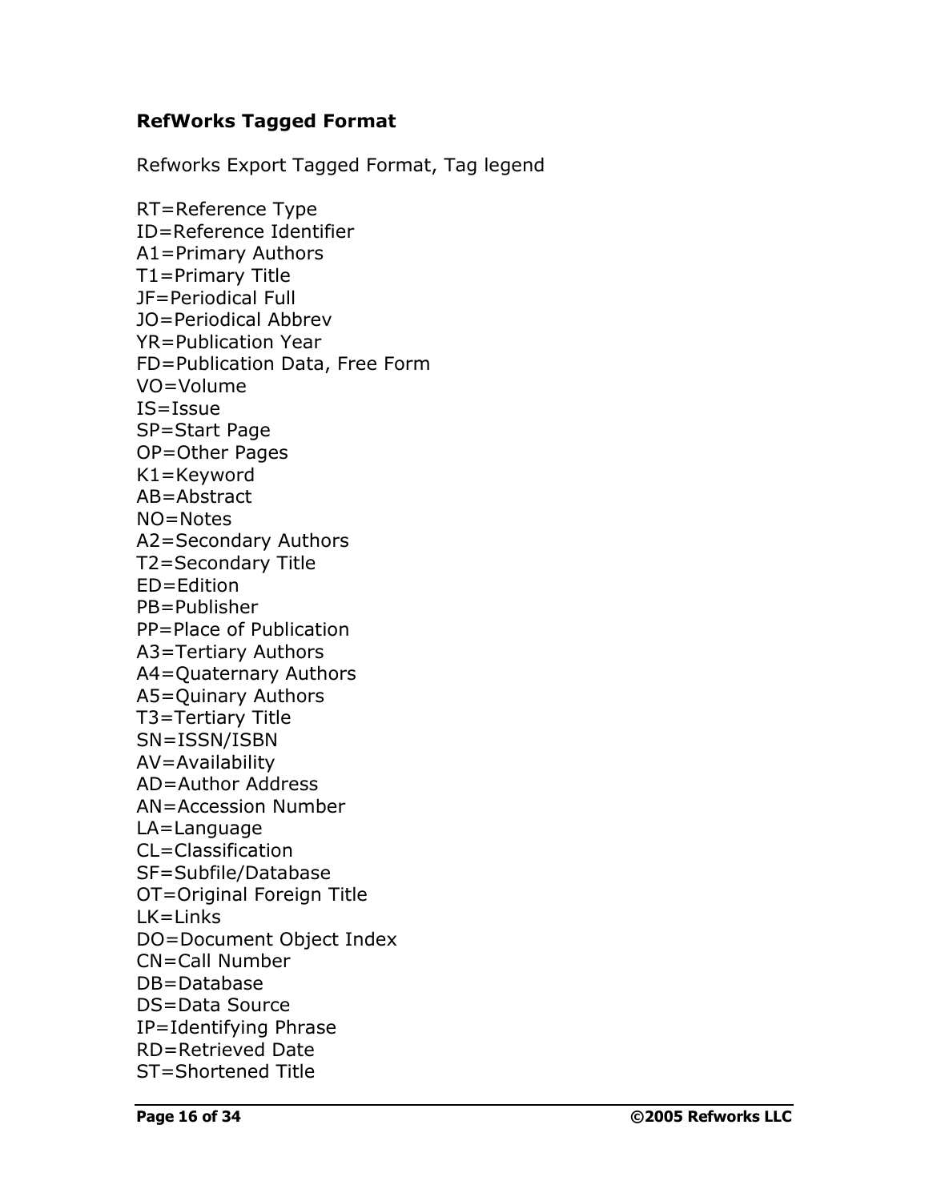## RefWorks Tagged Format

Refworks Export Tagged Format, Tag legend

RT=Reference Type
ID=Reference Identifier
A1=Primary Authors
T1=Primary Title
JF=Periodical Full
JO=Periodical Abbrev
YR=Publication Year
FD=Publication Data, Free Form
VO=Volume
IS=Issue
SP=Start Page
OP=Other Pages
K1=Keyword
AB=Abstract
NO=Notes
A2=Secondary Authors
T2=Secondary Title
ED=Edition
PB=Publisher
PP=Place of Publication
A3=Tertiary Authors
A4=Quaternary Authors
A5=Quinary Authors
T3=Tertiary Title
SN=ISSN/ISBN
AV=Availability
AD=Author Address
AN=Accession Number
LA=Language
CL=Classification
SF=Subfile/Database
OT=Original Foreign Title
LK=Links
DO=Document Object Index
CN=Call Number
DB=Database
DS=Data Source
IP=Identifying Phrase
RD=Retrieved Date
ST=Shortened Title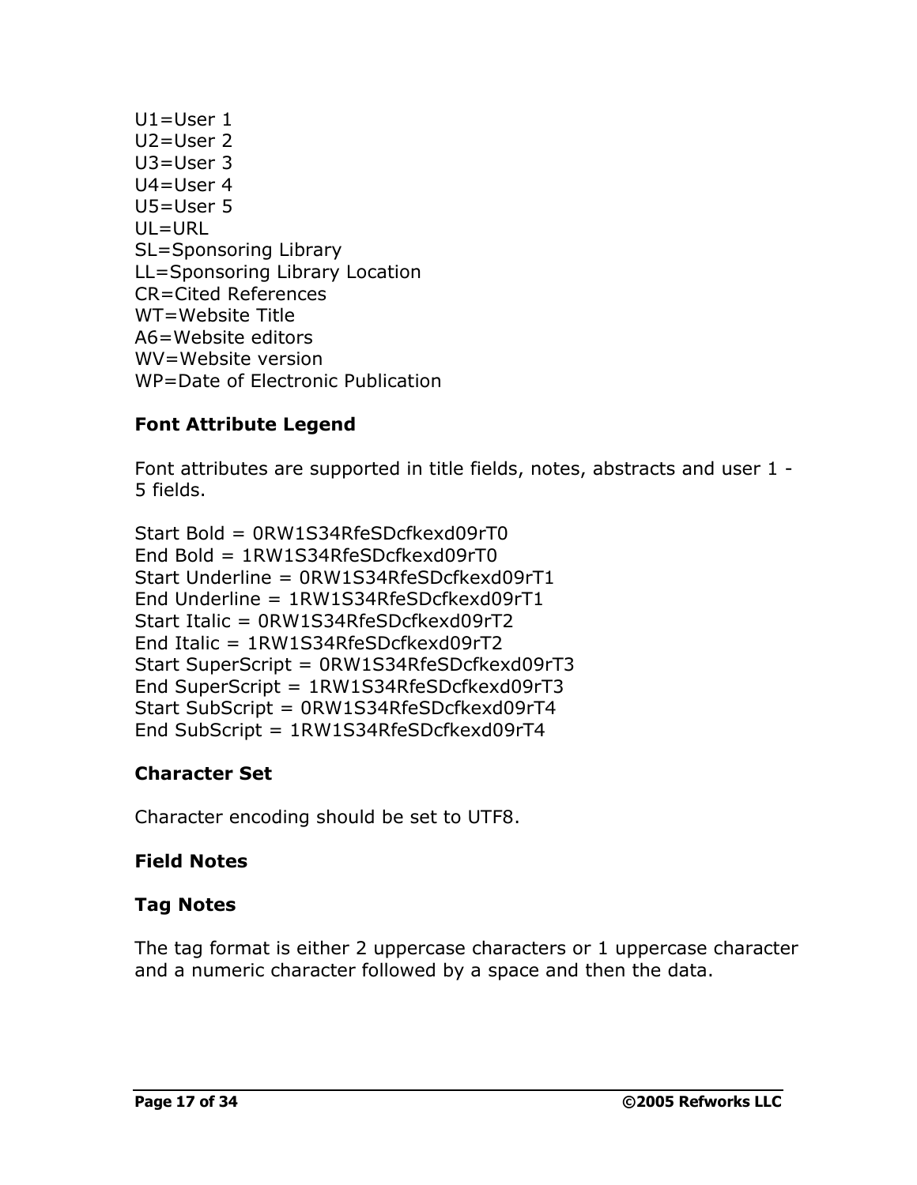U1=User 1
U2=User 2
U3=User 3
U4=User 4
U5=User 5
UL=URL
SL=Sponsoring Library
LL=Sponsoring Library Location
CR=Cited References
WT=Website Title
A6=Website editors
WV=Website version
WP=Date of Electronic Publication

**Font Attribute Legend**

Font attributes are supported in title fields, notes, abstracts and user 1 - 5 fields.

Start Bold = 0RW1S34RfeSDcfkexd09rT0
End Bold = 1RW1S34RfeSDcfkexd09rT0
Start Underline = 0RW1S34RfeSDcfkexd09rT1
End Underline = 1RW1S34RfeSDcfkexd09rT1
Start Italic = 0RW1S34RfeSDcfkexd09rT2
End Italic = 1RW1S34RfeSDcfkexd09rT2
Start SuperScript = 0RW1S34RfeSDcfkexd09rT3
End SuperScript = 1RW1S34RfeSDcfkexd09rT3
Start SubScript = 0RW1S34RfeSDcfkexd09rT4
End SubScript = 1RW1S34RfeSDcfkexd09rT4

**Character Set**

Character encoding should be set to UTF8.

**Field Notes**

**Tag Notes**

The tag format is either 2 uppercase characters or 1 uppercase character and a numeric character followed by a space and then the data.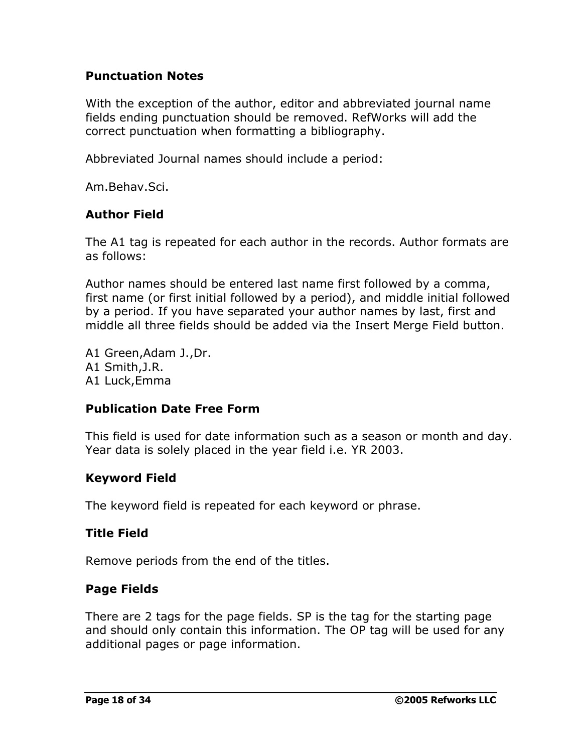### Punctuation Notes

With the exception of the author, editor and abbreviated journal name fields ending punctuation should be removed. RefWorks will add the correct punctuation when formatting a bibliography.

Abbreviated Journal names should include a period:

Am.Behav.Sci.

### Author Field

The A1 tag is repeated for each author in the records. Author formats are as follows:

Author names should be entered last name first followed by a comma, first name (or first initial followed by a period), and middle initial followed by a period. If you have separated your author names by last, first and middle all three fields should be added via the Insert Merge Field button.

A1 Green,Adam J.,Dr.  
A1 Smith,J.R.  
A1 Luck,Emma

### Publication Date Free Form

This field is used for date information such as a season or month and day. Year data is solely placed in the year field i.e. YR 2003.

### Keyword Field

The keyword field is repeated for each keyword or phrase.

### Title Field

Remove periods from the end of the titles.

### Page Fields

There are 2 tags for the page fields. SP is the tag for the starting page and should only contain this information. The OP tag will be used for any additional pages or page information.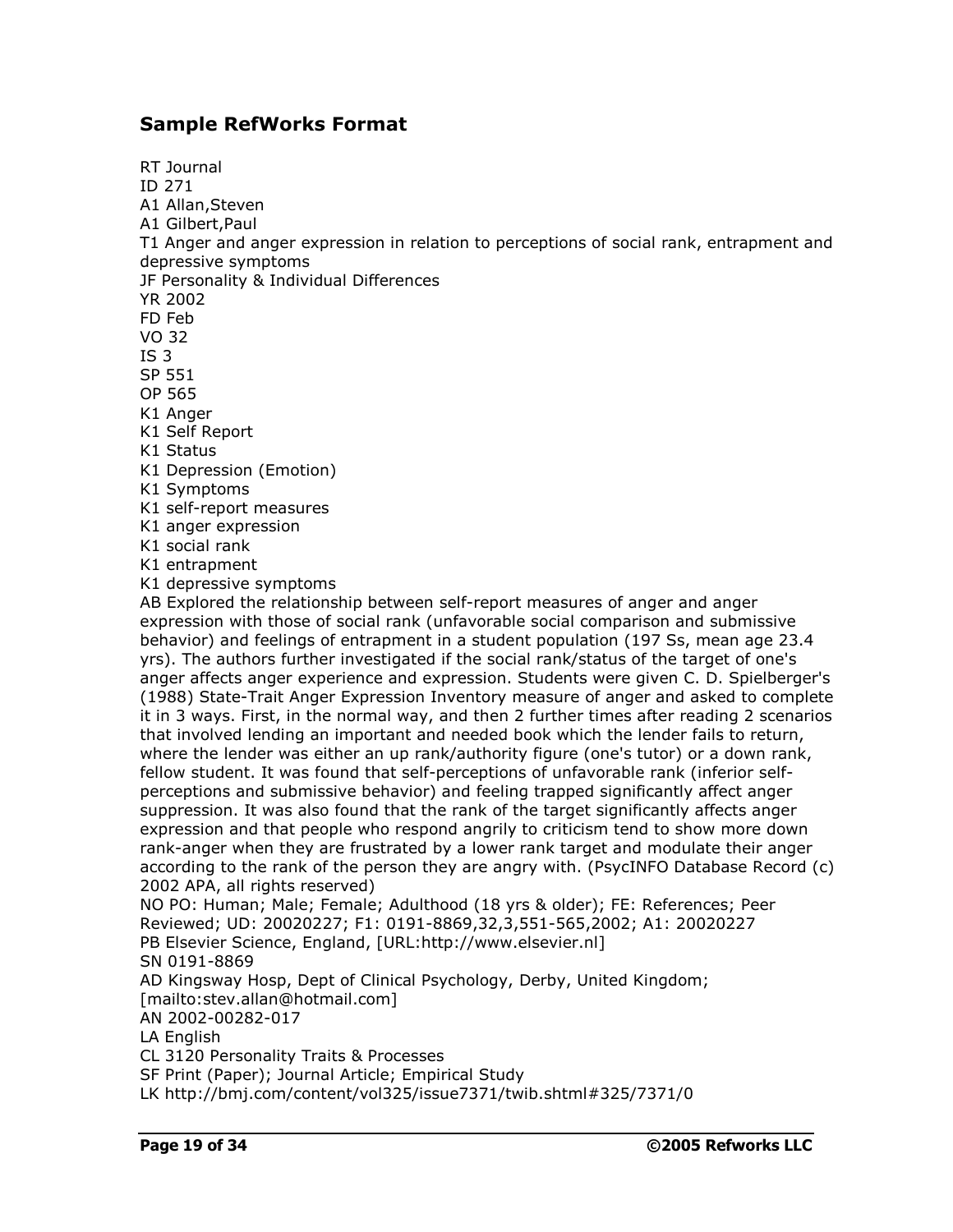## Sample RefWorks Format

RT Journal
ID 271
A1 Allan,Steven
A1 Gilbert,Paul
T1 Anger and anger expression in relation to perceptions of social rank, entrapment and depressive symptoms
JF Personality & Individual Differences
YR 2002
FD Feb
VO 32
IS 3
SP 551
OP 565
K1 Anger
K1 Self Report
K1 Status
K1 Depression (Emotion)
K1 Symptoms
K1 self-report measures
K1 anger expression
K1 social rank
K1 entrapment
K1 depressive symptoms
AB Explored the relationship between self-report measures of anger and anger expression with those of social rank (unfavorable social comparison and submissive behavior) and feelings of entrapment in a student population (197 Ss, mean age 23.4 yrs). The authors further investigated if the social rank/status of the target of one's anger affects anger experience and expression. Students were given C. D. Spielberger's (1988) State-Trait Anger Expression Inventory measure of anger and asked to complete it in 3 ways. First, in the normal way, and then 2 further times after reading 2 scenarios that involved lending an important and needed book which the lender fails to return, where the lender was either an up rank/authority figure (one's tutor) or a down rank, fellow student. It was found that self-perceptions of unfavorable rank (inferior self-perceptions and submissive behavior) and feeling trapped significantly affect anger suppression. It was also found that the rank of the target significantly affects anger expression and that people who respond angrily to criticism tend to show more down rank-anger when they are frustrated by a lower rank target and modulate their anger according to the rank of the person they are angry with. (PsycINFO Database Record (c) 2002 APA, all rights reserved)
NO PO: Human; Male; Female; Adulthood (18 yrs & older); FE: References; Peer Reviewed; UD: 20020227; F1: 0191-8869,32,3,551-565,2002; A1: 20020227
PB Elsevier Science, England, [URL:http://www.elsevier.nl]
SN 0191-8869
AD Kingsway Hosp, Dept of Clinical Psychology, Derby, United Kingdom; [mailto:stev.allan@hotmail.com]
AN 2002-00282-017
LA English
CL 3120 Personality Traits & Processes
SF Print (Paper); Journal Article; Empirical Study
LK http://bmj.com/content/vol325/issue7371/twib.shtml#325/7371/0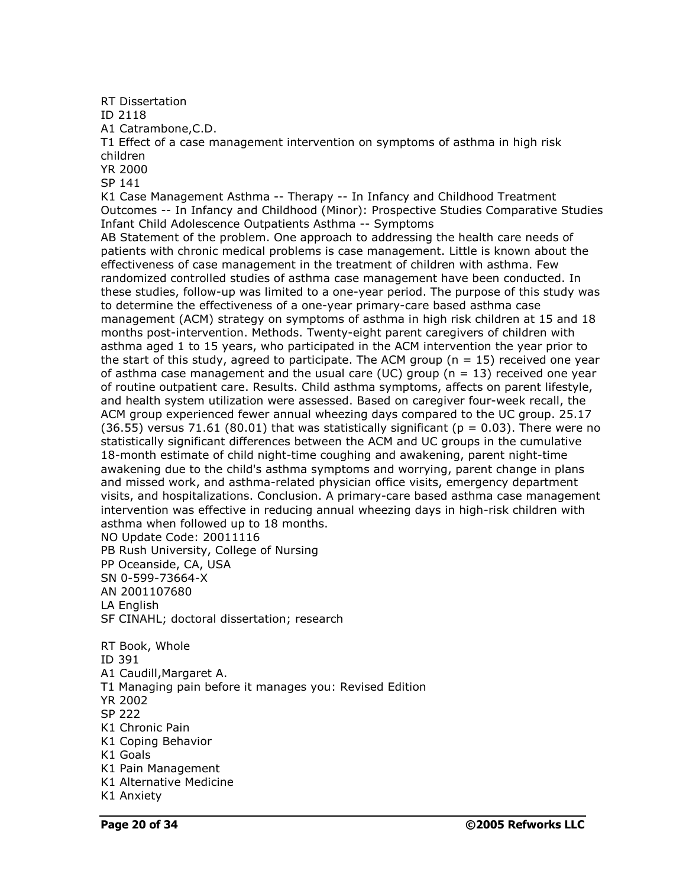RT Dissertation
ID 2118
A1 Catrambone,C.D.
T1 Effect of a case management intervention on symptoms of asthma in high risk children
YR 2000
SP 141
K1 Case Management Asthma -- Therapy -- In Infancy and Childhood Treatment Outcomes -- In Infancy and Childhood (Minor): Prospective Studies Comparative Studies Infant Child Adolescence Outpatients Asthma -- Symptoms
AB Statement of the problem. One approach to addressing the health care needs of patients with chronic medical problems is case management. Little is known about the effectiveness of case management in the treatment of children with asthma. Few randomized controlled studies of asthma case management have been conducted. In these studies, follow-up was limited to a one-year period. The purpose of this study was to determine the effectiveness of a one-year primary-care based asthma case management (ACM) strategy on symptoms of asthma in high risk children at 15 and 18 months post-intervention. Methods. Twenty-eight parent caregivers of children with asthma aged 1 to 15 years, who participated in the ACM intervention the year prior to the start of this study, agreed to participate. The ACM group ($n = 15$) received one year of asthma case management and the usual care (UC) group ($n = 13$) received one year of routine outpatient care. Results. Child asthma symptoms, affects on parent lifestyle, and health system utilization were assessed. Based on caregiver four-week recall, the ACM group experienced fewer annual wheezing days compared to the UC group. 25.17 (36.55) versus 71.61 (80.01) that was statistically significant ($p = 0.03$). There were no statistically significant differences between the ACM and UC groups in the cumulative 18-month estimate of child night-time coughing and awakening, parent night-time awakening due to the child's asthma symptoms and worrying, parent change in plans and missed work, and asthma-related physician office visits, emergency department visits, and hospitalizations. Conclusion. A primary-care based asthma case management intervention was effective in reducing annual wheezing days in high-risk children with asthma when followed up to 18 months.
NO Update Code: 20011116
PB Rush University, College of Nursing
PP Oceanside, CA, USA
SN 0-599-73664-X
AN 2001107680
LA English
SF CINAHL; doctoral dissertation; research

RT Book, Whole
ID 391
A1 Caudill,Margaret A.
T1 Managing pain before it manages you: Revised Edition
YR 2002
SP 222
K1 Chronic Pain
K1 Coping Behavior
K1 Goals
K1 Pain Management
K1 Alternative Medicine
K1 Anxiety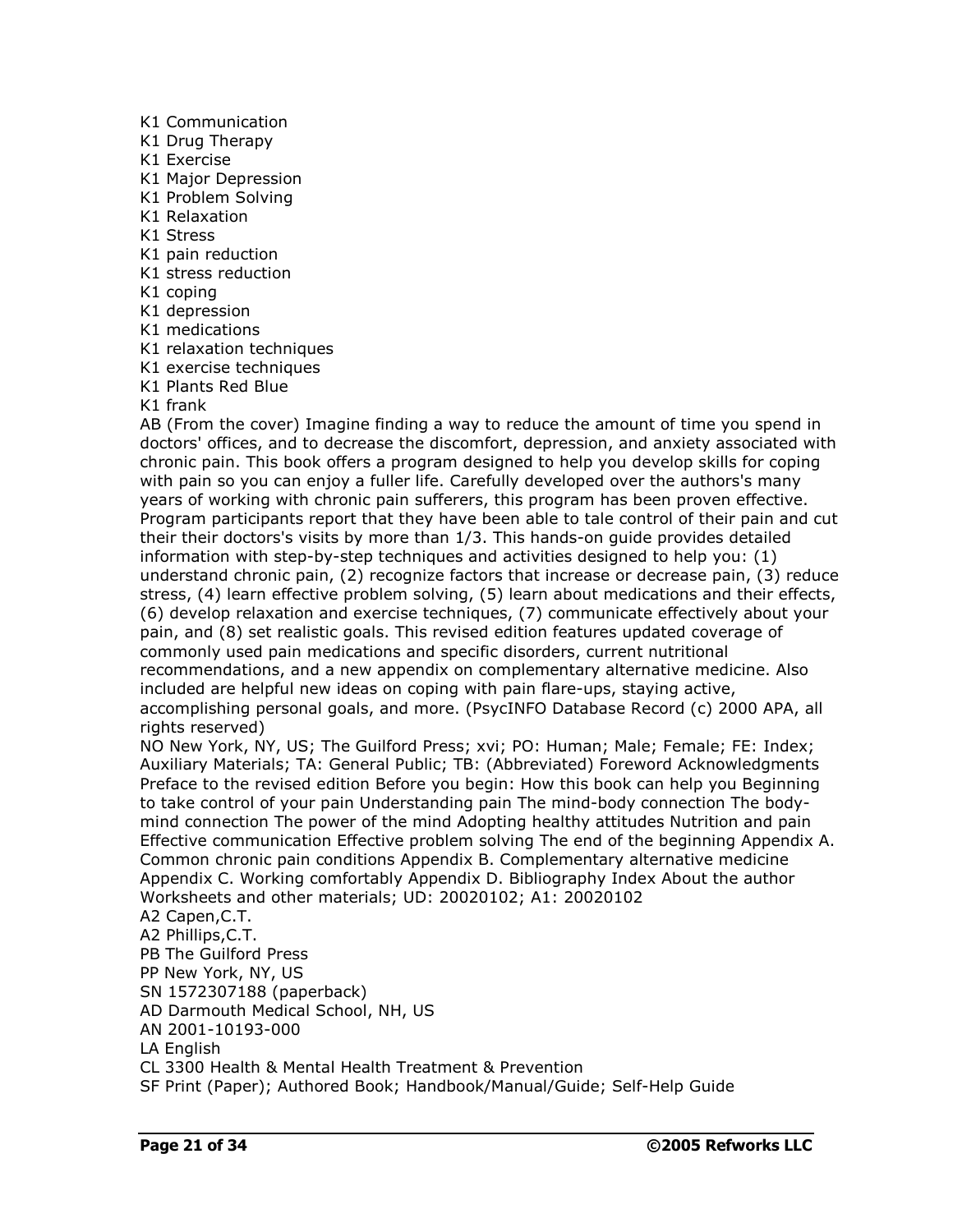K1 Communication
K1 Drug Therapy
K1 Exercise
K1 Major Depression
K1 Problem Solving
K1 Relaxation
K1 Stress
K1 pain reduction
K1 stress reduction
K1 coping
K1 depression
K1 medications
K1 relaxation techniques
K1 exercise techniques
K1 Plants Red Blue
K1 frank
AB (From the cover) Imagine finding a way to reduce the amount of time you spend in doctors' offices, and to decrease the discomfort, depression, and anxiety associated with chronic pain. This book offers a program designed to help you develop skills for coping with pain so you can enjoy a fuller life. Carefully developed over the authors's many years of working with chronic pain sufferers, this program has been proven effective. Program participants report that they have been able to tale control of their pain and cut their their doctors's visits by more than 1/3. This hands-on guide provides detailed information with step-by-step techniques and activities designed to help you: (1) understand chronic pain, (2) recognize factors that increase or decrease pain, (3) reduce stress, (4) learn effective problem solving, (5) learn about medications and their effects, (6) develop relaxation and exercise techniques, (7) communicate effectively about your pain, and (8) set realistic goals. This revised edition features updated coverage of commonly used pain medications and specific disorders, current nutritional recommendations, and a new appendix on complementary alternative medicine. Also included are helpful new ideas on coping with pain flare-ups, staying active, accomplishing personal goals, and more. (PsycINFO Database Record (c) 2000 APA, all rights reserved)
NO New York, NY, US; The Guilford Press; xvi; PO: Human; Male; Female; FE: Index; Auxiliary Materials; TA: General Public; TB: (Abbreviated) Foreword Acknowledgments Preface to the revised edition Before you begin: How this book can help you Beginning to take control of your pain Understanding pain The mind-body connection The body-mind connection The power of the mind Adopting healthy attitudes Nutrition and pain Effective communication Effective problem solving The end of the beginning Appendix A. Common chronic pain conditions Appendix B. Complementary alternative medicine Appendix C. Working comfortably Appendix D. Bibliography Index About the author Worksheets and other materials; UD: 20020102; A1: 20020102
A2 Capen,C.T.
A2 Phillips,C.T.
PB The Guilford Press
PP New York, NY, US
SN 1572307188 (paperback)
AD Darmouth Medical School, NH, US
AN 2001-10193-000
LA English
CL 3300 Health & Mental Health Treatment & Prevention
SF Print (Paper); Authored Book; Handbook/Manual/Guide; Self-Help Guide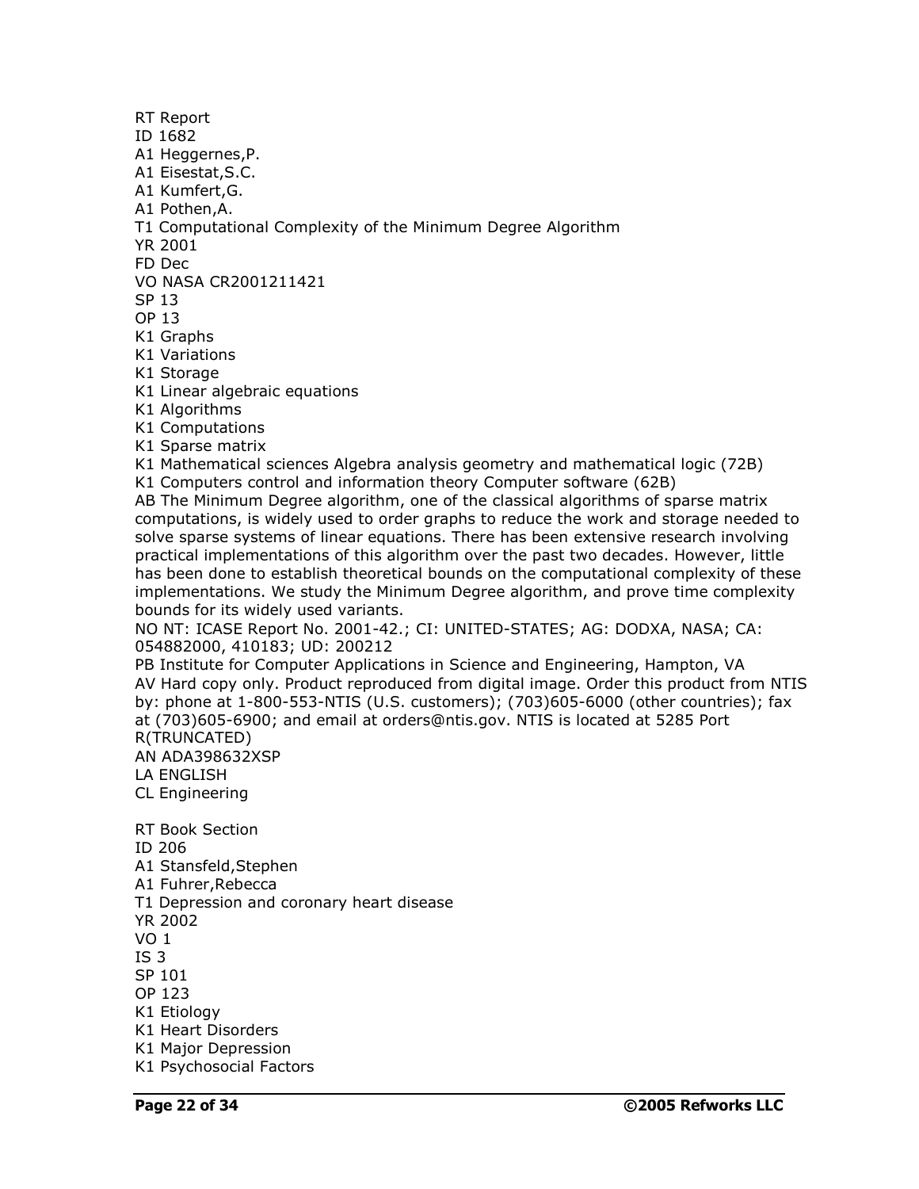RT Report
ID 1682
A1 Heggernes,P.
A1 Eisestat,S.C.
A1 Kumfert,G.
A1 Pothen,A.
T1 Computational Complexity of the Minimum Degree Algorithm
YR 2001
FD Dec
VO NASA CR2001211421
SP 13
OP 13
K1 Graphs
K1 Variations
K1 Storage
K1 Linear algebraic equations
K1 Algorithms
K1 Computations
K1 Sparse matrix
K1 Mathematical sciences Algebra analysis geometry and mathematical logic (72B)
K1 Computers control and information theory Computer software (62B)
AB The Minimum Degree algorithm, one of the classical algorithms of sparse matrix computations, is widely used to order graphs to reduce the work and storage needed to solve sparse systems of linear equations. There has been extensive research involving practical implementations of this algorithm over the past two decades. However, little has been done to establish theoretical bounds on the computational complexity of these implementations. We study the Minimum Degree algorithm, and prove time complexity bounds for its widely used variants.
NO NT: ICASE Report No. 2001-42.; CI: UNITED-STATES; AG: DODXA, NASA; CA: 054882000, 410183; UD: 200212
PB Institute for Computer Applications in Science and Engineering, Hampton, VA
AV Hard copy only. Product reproduced from digital image. Order this product from NTIS by: phone at 1-800-553-NTIS (U.S. customers); (703)605-6000 (other countries); fax at (703)605-6900; and email at orders@ntis.gov. NTIS is located at 5285 Port R(TRUNCATED)
AN ADA398632XSP
LA ENGLISH
CL Engineering

RT Book Section
ID 206
A1 Stansfeld,Stephen
A1 Fuhrer,Rebecca
T1 Depression and coronary heart disease
YR 2002
VO 1
IS 3
SP 101
OP 123
K1 Etiology
K1 Heart Disorders
K1 Major Depression
K1 Psychosocial Factors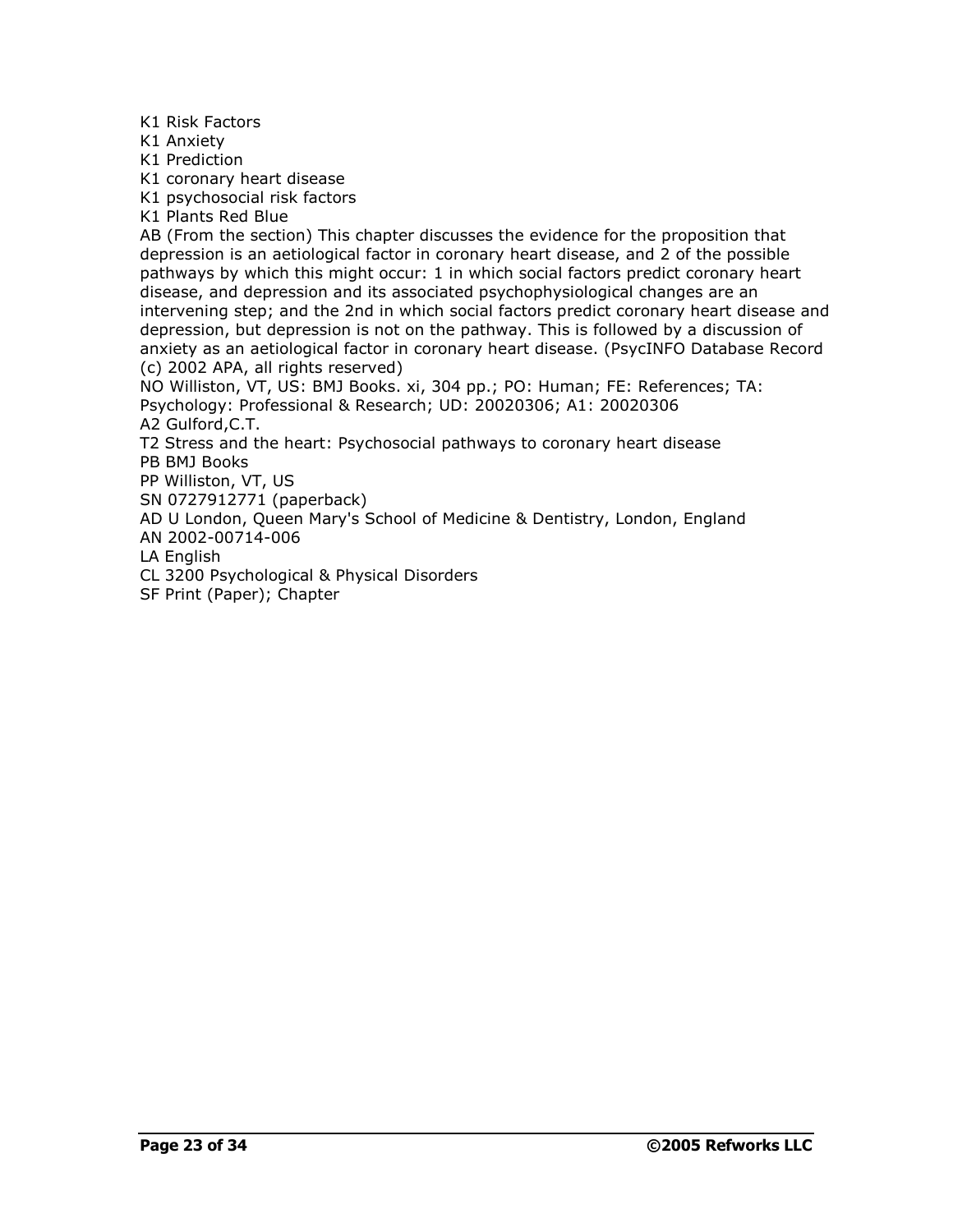K1 Risk Factors
K1 Anxiety
K1 Prediction
K1 coronary heart disease
K1 psychosocial risk factors
K1 Plants Red Blue
AB (From the section) This chapter discusses the evidence for the proposition that depression is an aetiological factor in coronary heart disease, and 2 of the possible pathways by which this might occur: 1 in which social factors predict coronary heart disease, and depression and its associated psychophysiological changes are an intervening step; and the 2nd in which social factors predict coronary heart disease and depression, but depression is not on the pathway. This is followed by a discussion of anxiety as an aetiological factor in coronary heart disease. (PsycINFO Database Record (c) 2002 APA, all rights reserved)
NO Williston, VT, US: BMJ Books. xi, 304 pp.; PO: Human; FE: References; TA: Psychology: Professional & Research; UD: 20020306; A1: 20020306
A2 Gulford,C.T.
T2 Stress and the heart: Psychosocial pathways to coronary heart disease
PB BMJ Books
PP Williston, VT, US
SN 0727912771 (paperback)
AD U London, Queen Mary's School of Medicine & Dentistry, London, England
AN 2002-00714-006
LA English
CL 3200 Psychological & Physical Disorders
SF Print (Paper); Chapter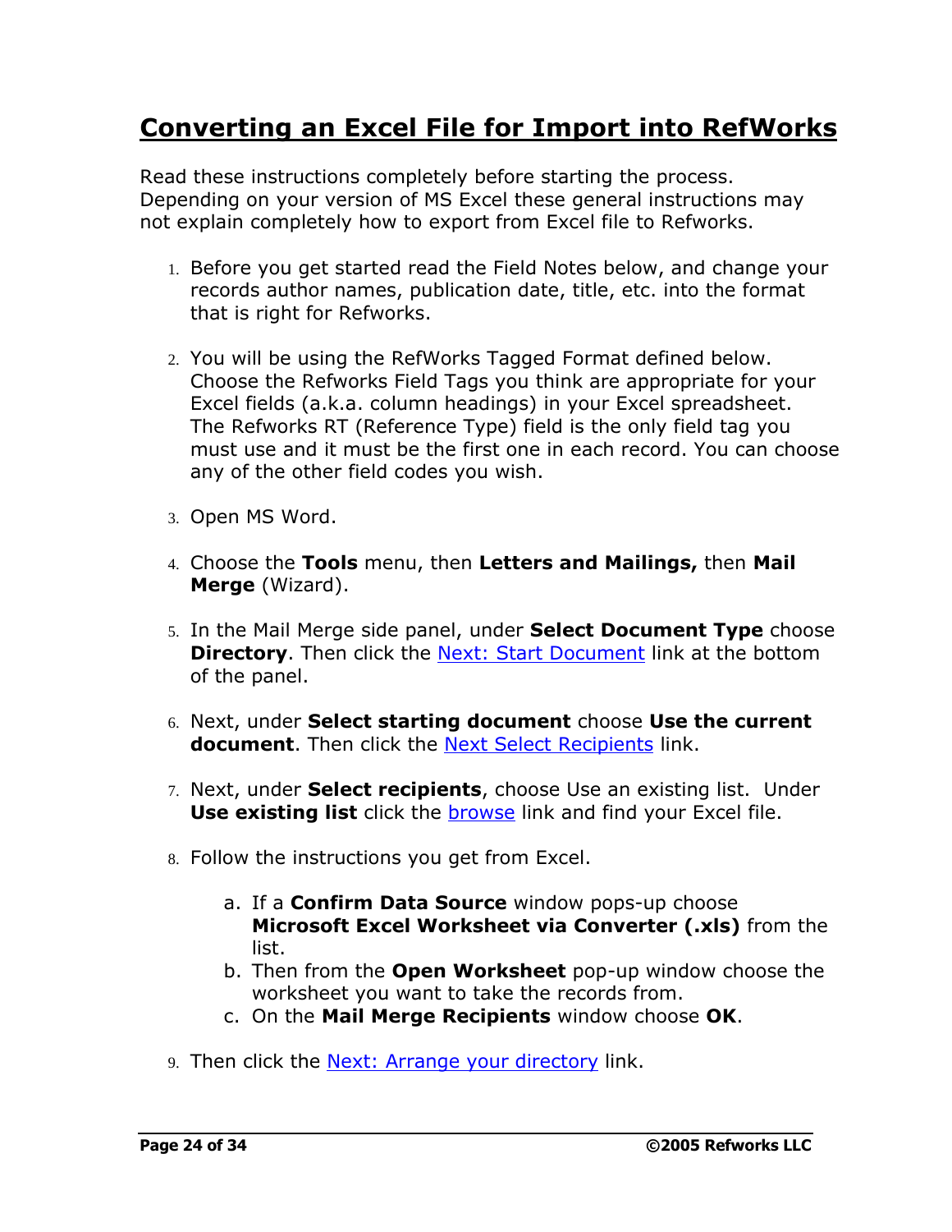# Converting an Excel File for Import into RefWorks

Read these instructions completely before starting the process. Depending on your version of MS Excel these general instructions may not explain completely how to export from Excel file to Refworks.

1. Before you get started read the Field Notes below, and change your records author names, publication date, title, etc. into the format that is right for Refworks.

2. You will be using the RefWorks Tagged Format defined below. Choose the Refworks Field Tags you think are appropriate for your Excel fields (a.k.a. column headings) in your Excel spreadsheet. The Refworks RT (Reference Type) field is the only field tag you must use and it must be the first one in each record. You can choose any of the other field codes you wish.

3. Open MS Word.

4. Choose the **Tools** menu, then **Letters and Mailings,** then **Mail Merge** (Wizard).

5. In the Mail Merge side panel, under **Select Document Type** choose **Directory**. Then click the Next: Start Document link at the bottom of the panel.

6. Next, under **Select starting document** choose **Use the current document**. Then click the Next Select Recipients link.

7. Next, under **Select recipients**, choose Use an existing list. Under **Use existing list** click the browse link and find your Excel file.

8. Follow the instructions you get from Excel.

   a. If a **Confirm Data Source** window pops-up choose **Microsoft Excel Worksheet via Converter (.xls)** from the list.
   b. Then from the **Open Worksheet** pop-up window choose the worksheet you want to take the records from.
   c. On the **Mail Merge Recipients** window choose **OK**.

9. Then click the Next: Arrange your directory link.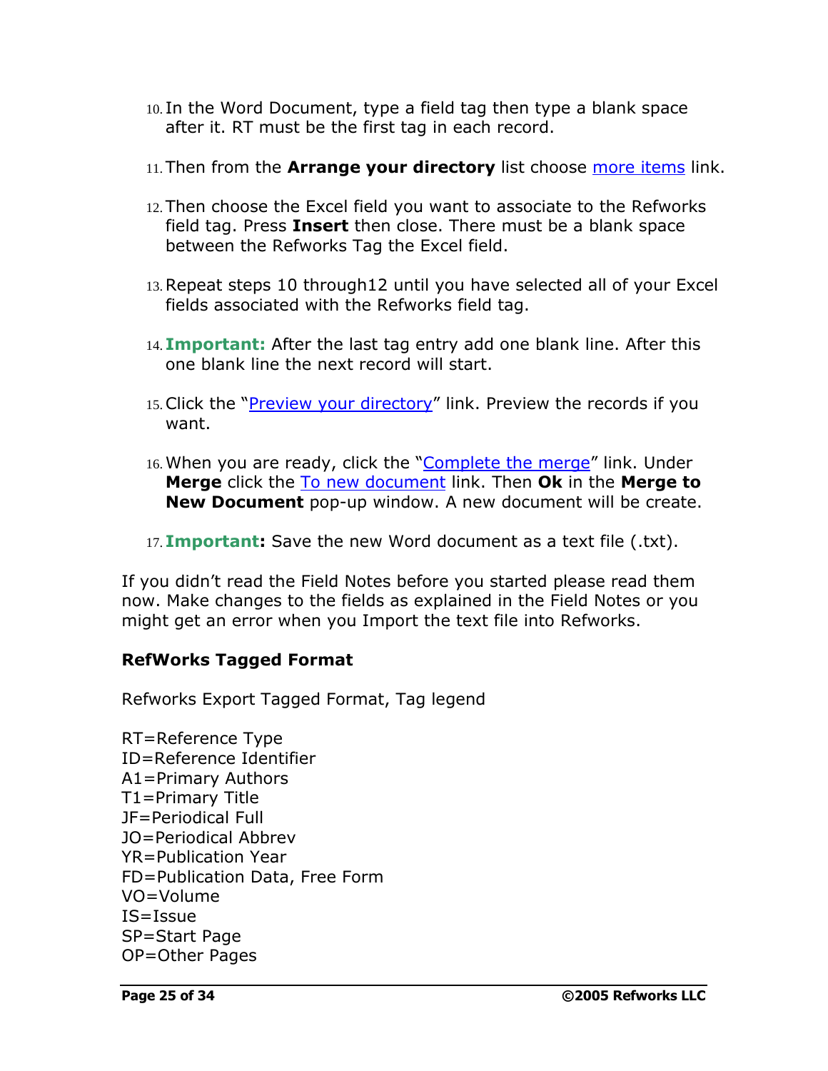10. In the Word Document, type a field tag then type a blank space after it. RT must be the first tag in each record.

11. Then from the **Arrange your directory** list choose more items link.

12. Then choose the Excel field you want to associate to the Refworks field tag. Press **Insert** then close. There must be a blank space between the Refworks Tag the Excel field.

13. Repeat steps 10 through12 until you have selected all of your Excel fields associated with the Refworks field tag.

14. **Important:** After the last tag entry add one blank line. After this one blank line the next record will start.

15. Click the "Preview your directory" link. Preview the records if you want.

16. When you are ready, click the "Complete the merge" link. Under **Merge** click the To new document link. Then **Ok** in the **Merge to New Document** pop-up window. A new document will be create.

17. **Important:** Save the new Word document as a text file (.txt).

If you didn't read the Field Notes before you started please read them now. Make changes to the fields as explained in the Field Notes or you might get an error when you Import the text file into Refworks.

### RefWorks Tagged Format

Refworks Export Tagged Format, Tag legend

RT=Reference Type
ID=Reference Identifier
A1=Primary Authors
T1=Primary Title
JF=Periodical Full
JO=Periodical Abbrev
YR=Publication Year
FD=Publication Data, Free Form
VO=Volume
IS=Issue
SP=Start Page
OP=Other Pages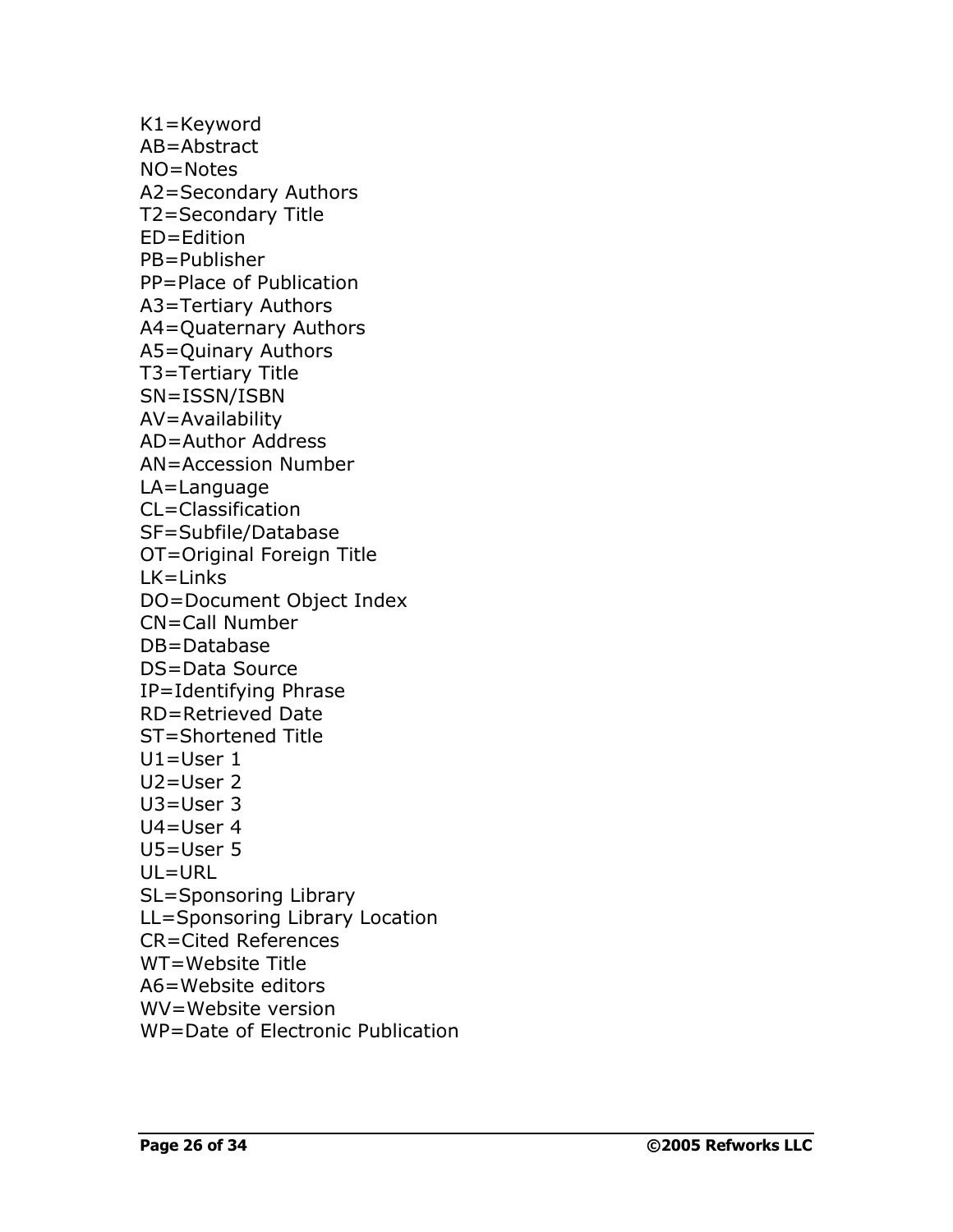K1=Keyword
AB=Abstract
NO=Notes
A2=Secondary Authors
T2=Secondary Title
ED=Edition
PB=Publisher
PP=Place of Publication
A3=Tertiary Authors
A4=Quaternary Authors
A5=Quinary Authors
T3=Tertiary Title
SN=ISSN/ISBN
AV=Availability
AD=Author Address
AN=Accession Number
LA=Language
CL=Classification
SF=Subfile/Database
OT=Original Foreign Title
LK=Links
DO=Document Object Index
CN=Call Number
DB=Database
DS=Data Source
IP=Identifying Phrase
RD=Retrieved Date
ST=Shortened Title
U1=User 1
U2=User 2
U3=User 3
U4=User 4
U5=User 5
UL=URL
SL=Sponsoring Library
LL=Sponsoring Library Location
CR=Cited References
WT=Website Title
A6=Website editors
WV=Website version
WP=Date of Electronic Publication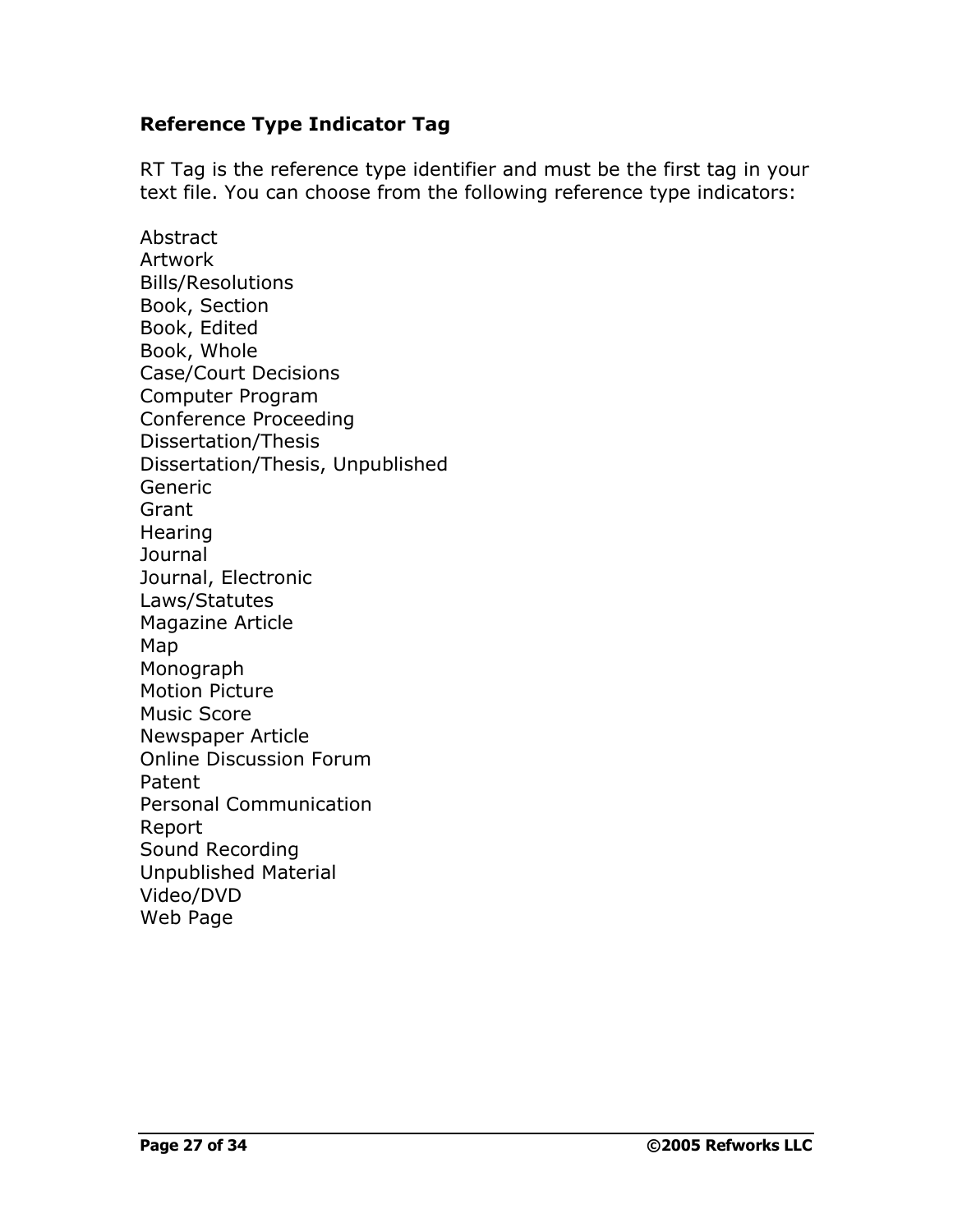## Reference Type Indicator Tag

RT Tag is the reference type identifier and must be the first tag in your text file. You can choose from the following reference type indicators:

Abstract
Artwork
Bills/Resolutions
Book, Section
Book, Edited
Book, Whole
Case/Court Decisions
Computer Program
Conference Proceeding
Dissertation/Thesis
Dissertation/Thesis, Unpublished
Generic
Grant
Hearing
Journal
Journal, Electronic
Laws/Statutes
Magazine Article
Map
Monograph
Motion Picture
Music Score
Newspaper Article
Online Discussion Forum
Patent
Personal Communication
Report
Sound Recording
Unpublished Material
Video/DVD
Web Page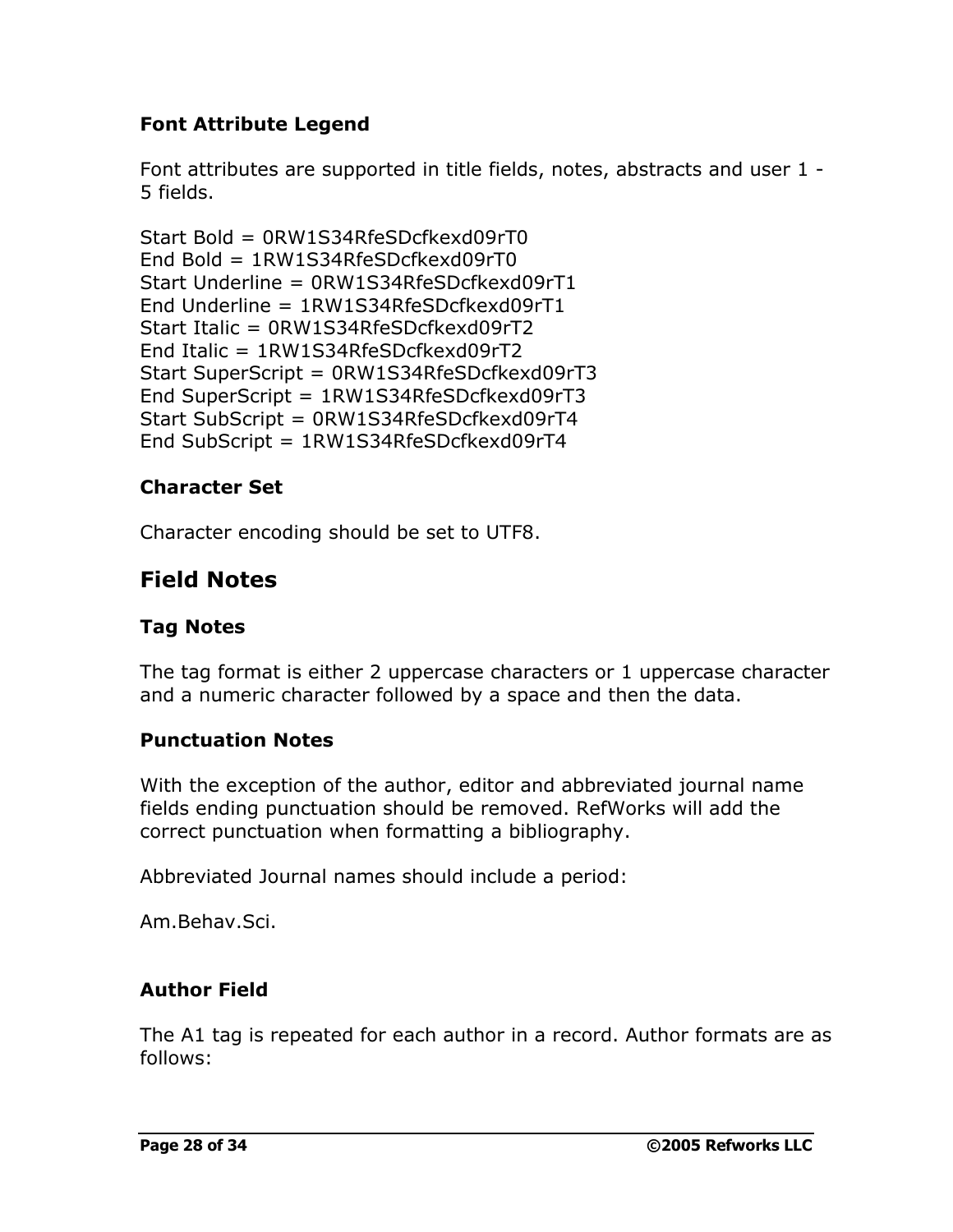### Font Attribute Legend

Font attributes are supported in title fields, notes, abstracts and user 1 - 5 fields.

Start Bold = 0RW1S34RfeSDcfkexd09rT0
End Bold = 1RW1S34RfeSDcfkexd09rT0
Start Underline = 0RW1S34RfeSDcfkexd09rT1
End Underline = 1RW1S34RfeSDcfkexd09rT1
Start Italic = 0RW1S34RfeSDcfkexd09rT2
End Italic = 1RW1S34RfeSDcfkexd09rT2
Start SuperScript = 0RW1S34RfeSDcfkexd09rT3
End SuperScript = 1RW1S34RfeSDcfkexd09rT3
Start SubScript = 0RW1S34RfeSDcfkexd09rT4
End SubScript = 1RW1S34RfeSDcfkexd09rT4

### Character Set

Character encoding should be set to UTF8.

## Field Notes

### Tag Notes

The tag format is either 2 uppercase characters or 1 uppercase character and a numeric character followed by a space and then the data.

### Punctuation Notes

With the exception of the author, editor and abbreviated journal name fields ending punctuation should be removed. RefWorks will add the correct punctuation when formatting a bibliography.

Abbreviated Journal names should include a period:

Am.Behav.Sci.

### Author Field

The A1 tag is repeated for each author in a record. Author formats are as follows: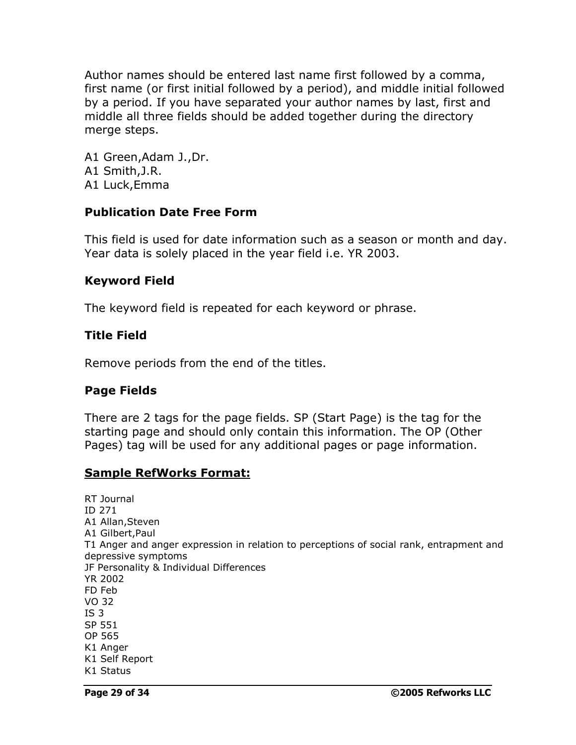Author names should be entered last name first followed by a comma, first name (or first initial followed by a period), and middle initial followed by a period. If you have separated your author names by last, first and middle all three fields should be added together during the directory merge steps.

A1 Green,Adam J.,Dr.
A1 Smith,J.R.
A1 Luck,Emma

### Publication Date Free Form

This field is used for date information such as a season or month and day. Year data is solely placed in the year field i.e. YR 2003.

### Keyword Field

The keyword field is repeated for each keyword or phrase.

### Title Field

Remove periods from the end of the titles.

### Page Fields

There are 2 tags for the page fields. SP (Start Page) is the tag for the starting page and should only contain this information. The OP (Other Pages) tag will be used for any additional pages or page information.

### Sample RefWorks Format:

```
RT Journal
ID 271
A1 Allan,Steven
A1 Gilbert,Paul
T1 Anger and anger expression in relation to perceptions of social rank, entrapment and depressive symptoms
JF Personality & Individual Differences
YR 2002
FD Feb
VO 32
IS 3
SP 551
OP 565
K1 Anger
K1 Self Report
K1 Status
```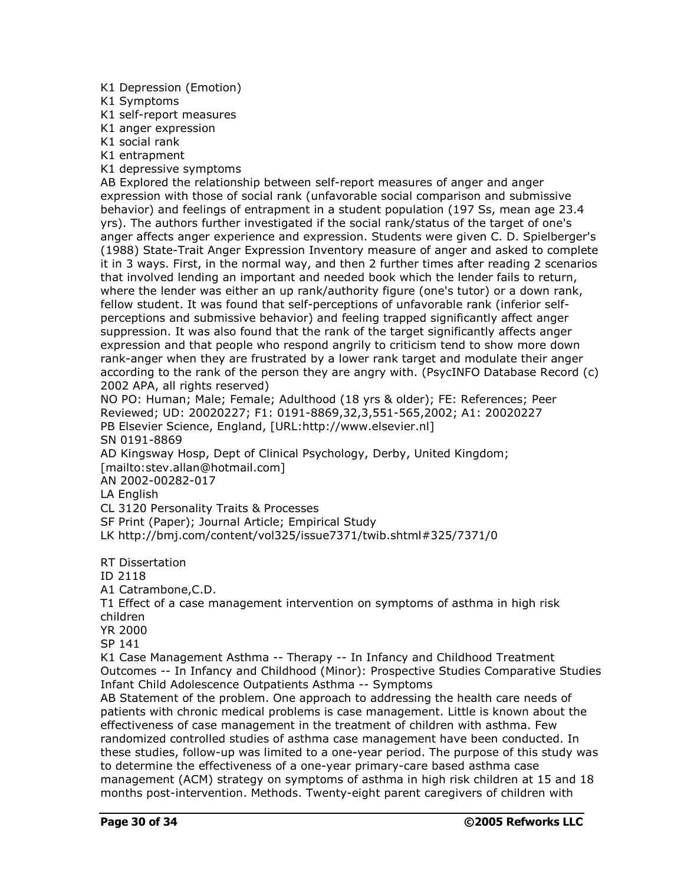K1 Depression (Emotion)
K1 Symptoms
K1 self-report measures
K1 anger expression
K1 social rank
K1 entrapment
K1 depressive symptoms
AB Explored the relationship between self-report measures of anger and anger expression with those of social rank (unfavorable social comparison and submissive behavior) and feelings of entrapment in a student population (197 Ss, mean age 23.4 yrs). The authors further investigated if the social rank/status of the target of one's anger affects anger experience and expression. Students were given C. D. Spielberger's (1988) State-Trait Anger Expression Inventory measure of anger and asked to complete it in 3 ways. First, in the normal way, and then 2 further times after reading 2 scenarios that involved lending an important and needed book which the lender fails to return, where the lender was either an up rank/authority figure (one's tutor) or a down rank, fellow student. It was found that self-perceptions of unfavorable rank (inferior self-perceptions and submissive behavior) and feeling trapped significantly affect anger suppression. It was also found that the rank of the target significantly affects anger expression and that people who respond angrily to criticism tend to show more down rank-anger when they are frustrated by a lower rank target and modulate their anger according to the rank of the person they are angry with. (PsycINFO Database Record (c) 2002 APA, all rights reserved)
NO PO: Human; Male; Female; Adulthood (18 yrs & older); FE: References; Peer Reviewed; UD: 20020227; F1: 0191-8869,32,3,551-565,2002; A1: 20020227
PB Elsevier Science, England, [URL:http://www.elsevier.nl]
SN 0191-8869
AD Kingsway Hosp, Dept of Clinical Psychology, Derby, United Kingdom; [mailto:stev.allan@hotmail.com]
AN 2002-00282-017
LA English
CL 3120 Personality Traits & Processes
SF Print (Paper); Journal Article; Empirical Study
LK http://bmj.com/content/vol325/issue7371/twib.shtml#325/7371/0

RT Dissertation
ID 2118
A1 Catrambone,C.D.
T1 Effect of a case management intervention on symptoms of asthma in high risk children
YR 2000
SP 141
K1 Case Management Asthma -- Therapy -- In Infancy and Childhood Treatment Outcomes -- In Infancy and Childhood (Minor): Prospective Studies Comparative Studies Infant Child Adolescence Outpatients Asthma -- Symptoms
AB Statement of the problem. One approach to addressing the health care needs of patients with chronic medical problems is case management. Little is known about the effectiveness of case management in the treatment of children with asthma. Few randomized controlled studies of asthma case management have been conducted. In these studies, follow-up was limited to a one-year period. The purpose of this study was to determine the effectiveness of a one-year primary-care based asthma case management (ACM) strategy on symptoms of asthma in high risk children at 15 and 18 months post-intervention. Methods. Twenty-eight parent caregivers of children with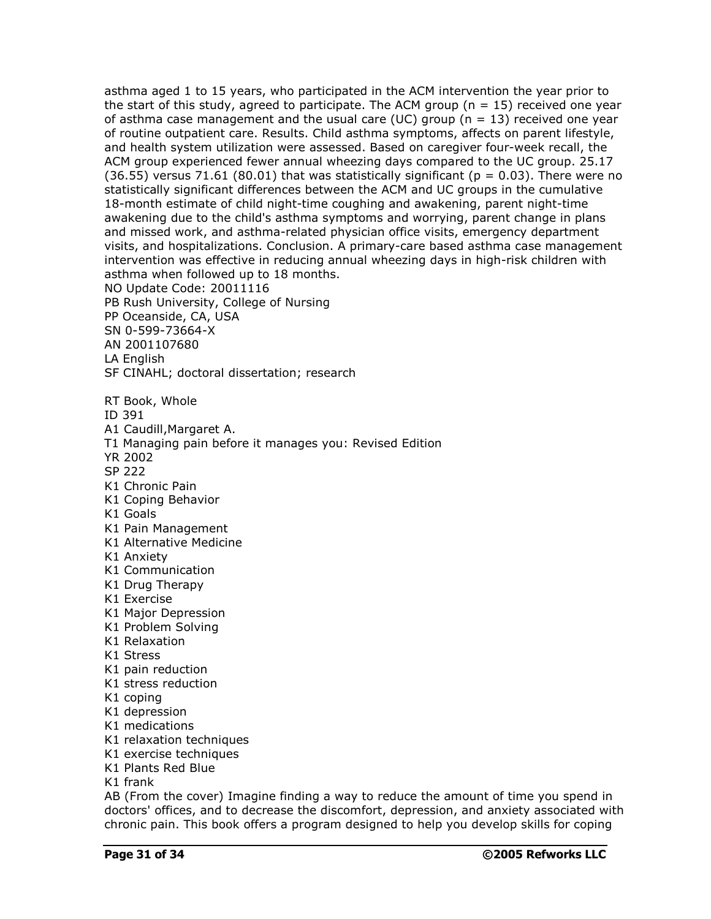asthma aged 1 to 15 years, who participated in the ACM intervention the year prior to the start of this study, agreed to participate. The ACM group ($n = 15$) received one year of asthma case management and the usual care (UC) group ($n = 13$) received one year of routine outpatient care. Results. Child asthma symptoms, affects on parent lifestyle, and health system utilization were assessed. Based on caregiver four-week recall, the ACM group experienced fewer annual wheezing days compared to the UC group. 25.17 (36.55) versus 71.61 (80.01) that was statistically significant ($p = 0.03$). There were no statistically significant differences between the ACM and UC groups in the cumulative 18-month estimate of child night-time coughing and awakening, parent night-time awakening due to the child's asthma symptoms and worrying, parent change in plans and missed work, and asthma-related physician office visits, emergency department visits, and hospitalizations. Conclusion. A primary-care based asthma case management intervention was effective in reducing annual wheezing days in high-risk children with asthma when followed up to 18 months.
NO Update Code: 20011116
PB Rush University, College of Nursing
PP Oceanside, CA, USA
SN 0-599-73664-X
AN 2001107680
LA English
SF CINAHL; doctoral dissertation; research

RT Book, Whole
ID 391
A1 Caudill,Margaret A.
T1 Managing pain before it manages you: Revised Edition
YR 2002
SP 222
K1 Chronic Pain
K1 Coping Behavior
K1 Goals
K1 Pain Management
K1 Alternative Medicine
K1 Anxiety
K1 Communication
K1 Drug Therapy
K1 Exercise
K1 Major Depression
K1 Problem Solving
K1 Relaxation
K1 Stress
K1 pain reduction
K1 stress reduction
K1 coping
K1 depression
K1 medications
K1 relaxation techniques
K1 exercise techniques
K1 Plants Red Blue
K1 frank
AB (From the cover) Imagine finding a way to reduce the amount of time you spend in doctors' offices, and to decrease the discomfort, depression, and anxiety associated with chronic pain. This book offers a program designed to help you develop skills for coping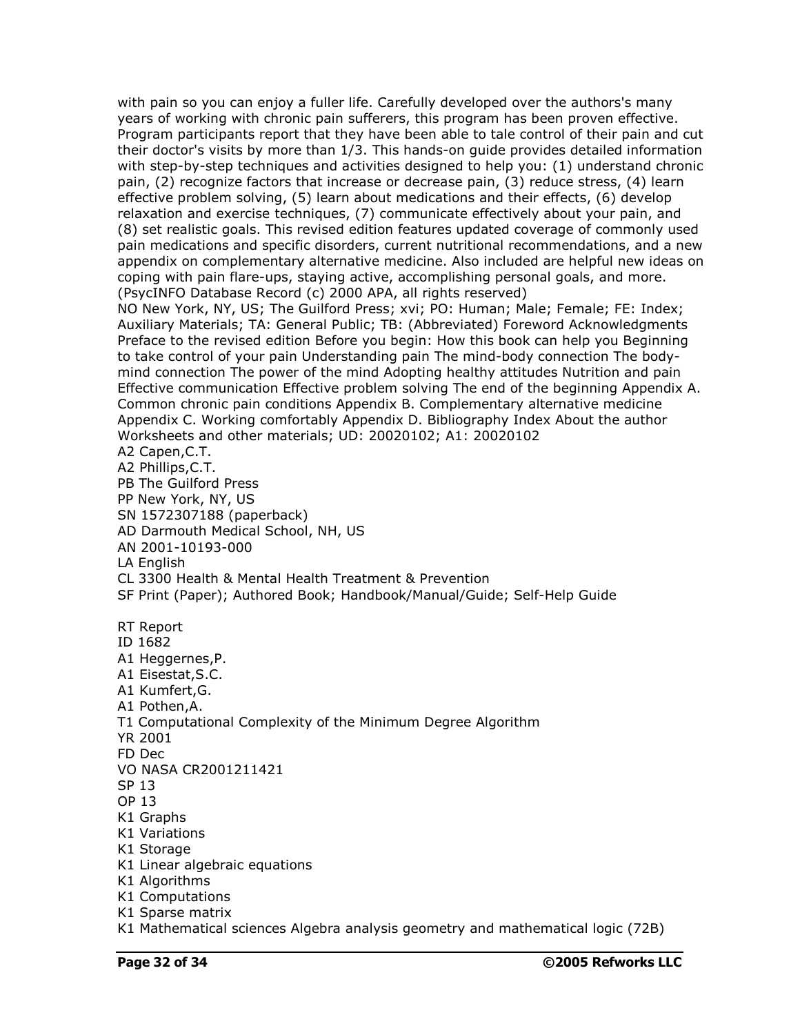with pain so you can enjoy a fuller life. Carefully developed over the authors's many years of working with chronic pain sufferers, this program has been proven effective. Program participants report that they have been able to tale control of their pain and cut their doctor's visits by more than 1/3. This hands-on guide provides detailed information with step-by-step techniques and activities designed to help you: (1) understand chronic pain, (2) recognize factors that increase or decrease pain, (3) reduce stress, (4) learn effective problem solving, (5) learn about medications and their effects, (6) develop relaxation and exercise techniques, (7) communicate effectively about your pain, and (8) set realistic goals. This revised edition features updated coverage of commonly used pain medications and specific disorders, current nutritional recommendations, and a new appendix on complementary alternative medicine. Also included are helpful new ideas on coping with pain flare-ups, staying active, accomplishing personal goals, and more. (PsycINFO Database Record (c) 2000 APA, all rights reserved)
NO New York, NY, US; The Guilford Press; xvi; PO: Human; Male; Female; FE: Index; Auxiliary Materials; TA: General Public; TB: (Abbreviated) Foreword Acknowledgments Preface to the revised edition Before you begin: How this book can help you Beginning to take control of your pain Understanding pain The mind-body connection The body-mind connection The power of the mind Adopting healthy attitudes Nutrition and pain Effective communication Effective problem solving The end of the beginning Appendix A. Common chronic pain conditions Appendix B. Complementary alternative medicine Appendix C. Working comfortably Appendix D. Bibliography Index About the author Worksheets and other materials; UD: 20020102; A1: 20020102
A2 Capen,C.T.
A2 Phillips,C.T.
PB The Guilford Press
PP New York, NY, US
SN 1572307188 (paperback)
AD Darmouth Medical School, NH, US
AN 2001-10193-000
LA English
CL 3300 Health & Mental Health Treatment & Prevention
SF Print (Paper); Authored Book; Handbook/Manual/Guide; Self-Help Guide

RT Report
ID 1682
A1 Heggernes,P.
A1 Eisestat,S.C.
A1 Kumfert,G.
A1 Pothen,A.
T1 Computational Complexity of the Minimum Degree Algorithm
YR 2001
FD Dec
VO NASA CR2001211421
SP 13
OP 13
K1 Graphs
K1 Variations
K1 Storage
K1 Linear algebraic equations
K1 Algorithms
K1 Computations
K1 Sparse matrix
K1 Mathematical sciences Algebra analysis geometry and mathematical logic (72B)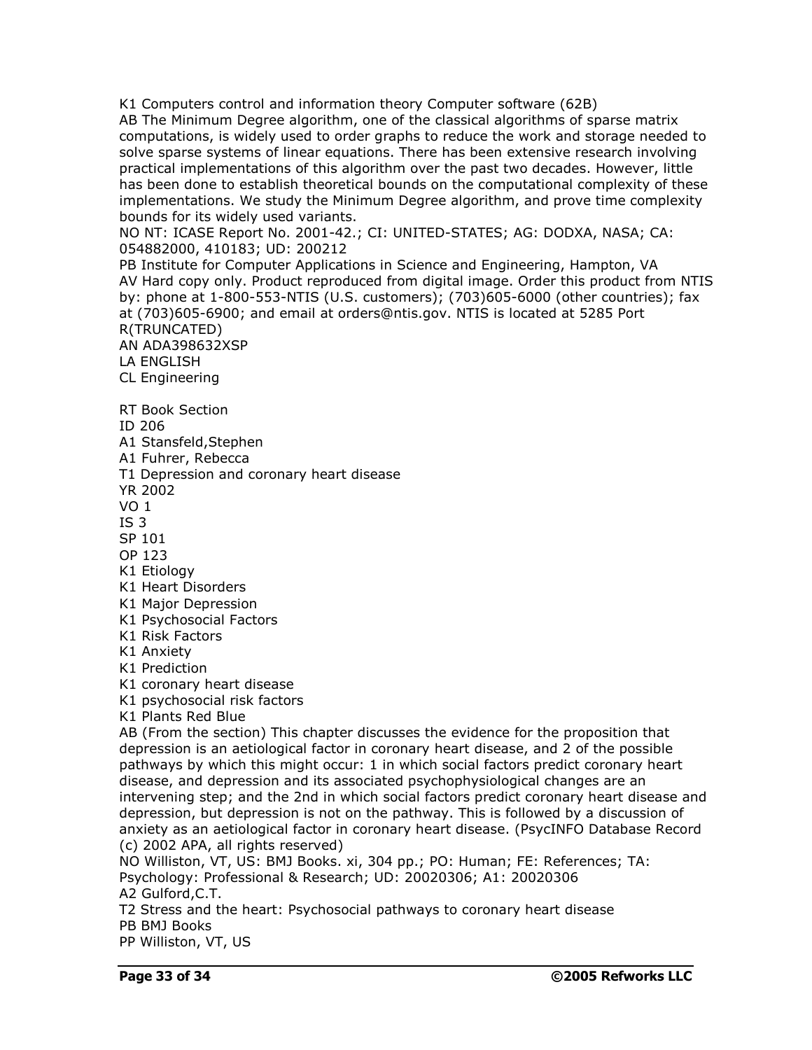K1 Computers control and information theory Computer software (62B)
AB The Minimum Degree algorithm, one of the classical algorithms of sparse matrix computations, is widely used to order graphs to reduce the work and storage needed to solve sparse systems of linear equations. There has been extensive research involving practical implementations of this algorithm over the past two decades. However, little has been done to establish theoretical bounds on the computational complexity of these implementations. We study the Minimum Degree algorithm, and prove time complexity bounds for its widely used variants.
NO NT: ICASE Report No. 2001-42.; CI: UNITED-STATES; AG: DODXA, NASA; CA: 054882000, 410183; UD: 200212
PB Institute for Computer Applications in Science and Engineering, Hampton, VA
AV Hard copy only. Product reproduced from digital image. Order this product from NTIS by: phone at 1-800-553-NTIS (U.S. customers); (703)605-6000 (other countries); fax at (703)605-6900; and email at orders@ntis.gov. NTIS is located at 5285 Port R(TRUNCATED)
AN ADA398632XSP
LA ENGLISH
CL Engineering

RT Book Section
ID 206
A1 Stansfeld,Stephen
A1 Fuhrer, Rebecca
T1 Depression and coronary heart disease
YR 2002
VO 1
IS 3
SP 101
OP 123
K1 Etiology
K1 Heart Disorders
K1 Major Depression
K1 Psychosocial Factors
K1 Risk Factors
K1 Anxiety
K1 Prediction
K1 coronary heart disease
K1 psychosocial risk factors
K1 Plants Red Blue
AB (From the section) This chapter discusses the evidence for the proposition that depression is an aetiological factor in coronary heart disease, and 2 of the possible pathways by which this might occur: 1 in which social factors predict coronary heart disease, and depression and its associated psychophysiological changes are an intervening step; and the 2nd in which social factors predict coronary heart disease and depression, but depression is not on the pathway. This is followed by a discussion of anxiety as an aetiological factor in coronary heart disease. (PsycINFO Database Record (c) 2002 APA, all rights reserved)
NO Williston, VT, US: BMJ Books. xi, 304 pp.; PO: Human; FE: References; TA: Psychology: Professional & Research; UD: 20020306; A1: 20020306
A2 Gulford,C.T.
T2 Stress and the heart: Psychosocial pathways to coronary heart disease
PB BMJ Books
PP Williston, VT, US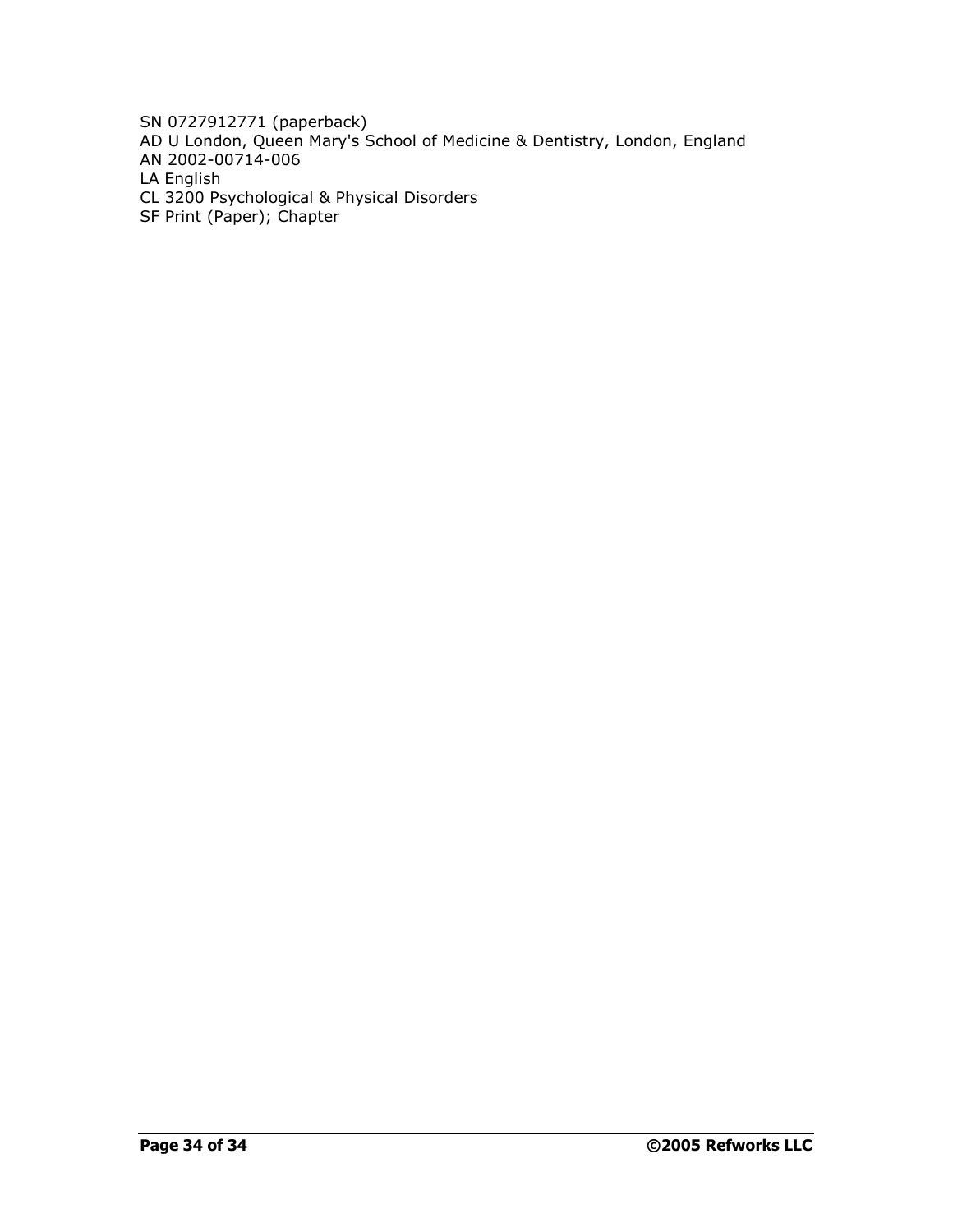SN 0727912771 (paperback)
AD U London, Queen Mary's School of Medicine & Dentistry, London, England
AN 2002-00714-006
LA English
CL 3200 Psychological & Physical Disorders
SF Print (Paper); Chapter